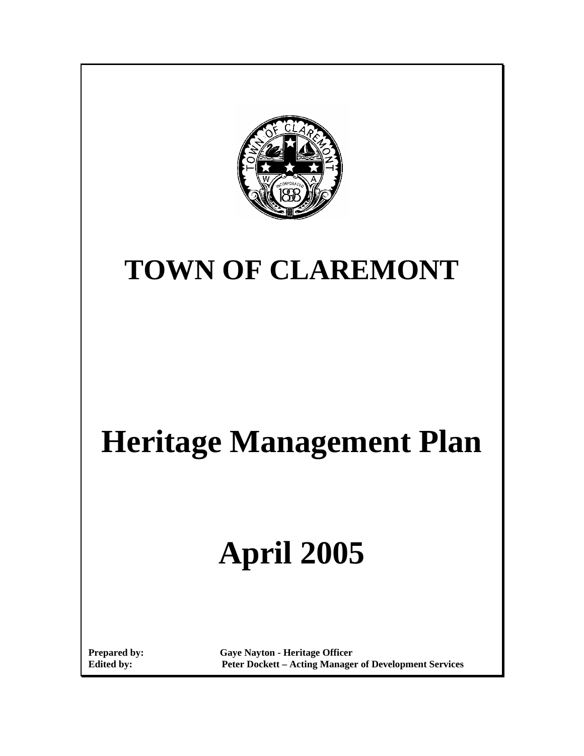# TOWN OF CLAREMONT

# Heritage Management Plan

# April 2005

**Prepared by:** Gaye Nayton - Heritage Officer
**Edited by:** Peter Dockett – Acting Manager of Development Services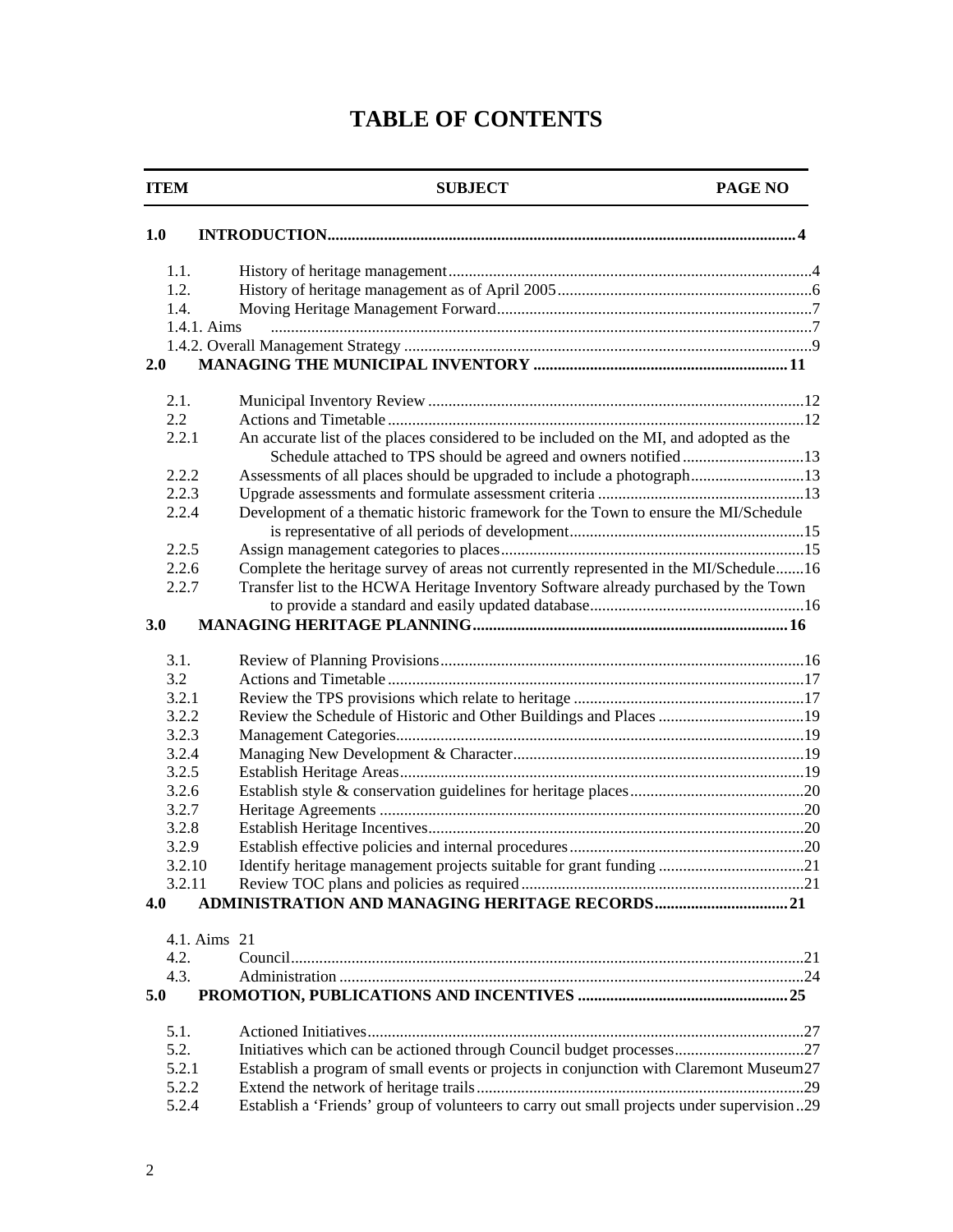# TABLE OF CONTENTS

| ITEM | SUBJECT | PAGE NO |
|---|---|---|
| **1.0** | **INTRODUCTION** | **4** |
| 1.1. | History of heritage management | 4 |
| 1.2. | History of heritage management as of April 2005 | 6 |
| 1.4. | Moving Heritage Management Forward | 7 |
| 1.4.1. | Aims | 7 |
| 1.4.2. | Overall Management Strategy | 9 |
| **2.0** | **MANAGING THE MUNICIPAL INVENTORY** | **11** |
| 2.1. | Municipal Inventory Review | 12 |
| 2.2 | Actions and Timetable | 12 |
| 2.2.1 | An accurate list of the places considered to be included on the MI, and adopted as the Schedule attached to TPS should be agreed and owners notified | 13 |
| 2.2.2 | Assessments of all places should be upgraded to include a photograph | 13 |
| 2.2.3 | Upgrade assessments and formulate assessment criteria | 13 |
| 2.2.4 | Development of a thematic historic framework for the Town to ensure the MI/Schedule is representative of all periods of development | 15 |
| 2.2.5 | Assign management categories to places | 15 |
| 2.2.6 | Complete the heritage survey of areas not currently represented in the MI/Schedule | 16 |
| 2.2.7 | Transfer list to the HCWA Heritage Inventory Software already purchased by the Town to provide a standard and easily updated database | 16 |
| **3.0** | **MANAGING HERITAGE PLANNING** | **16** |
| 3.1. | Review of Planning Provisions | 16 |
| 3.2 | Actions and Timetable | 17 |
| 3.2.1 | Review the TPS provisions which relate to heritage | 17 |
| 3.2.2 | Review the Schedule of Historic and Other Buildings and Places | 19 |
| 3.2.3 | Management Categories | 19 |
| 3.2.4 | Managing New Development & Character | 19 |
| 3.2.5 | Establish Heritage Areas | 19 |
| 3.2.6 | Establish style & conservation guidelines for heritage places | 20 |
| 3.2.7 | Heritage Agreements | 20 |
| 3.2.8 | Establish Heritage Incentives | 20 |
| 3.2.9 | Establish effective policies and internal procedures | 20 |
| 3.2.10 | Identify heritage management projects suitable for grant funding | 21 |
| 3.2.11 | Review TOC plans and policies as required | 21 |
| **4.0** | **ADMINISTRATION AND MANAGING HERITAGE RECORDS** | **21** |
| 4.1. | Aims | 21 |
| 4.2. | Council | 21 |
| 4.3. | Administration | 24 |
| **5.0** | **PROMOTION, PUBLICATIONS AND INCENTIVES** | **25** |
| 5.1. | Actioned Initiatives | 27 |
| 5.2. | Initiatives which can be actioned through Council budget processes | 27 |
| 5.2.1 | Establish a program of small events or projects in conjunction with Claremont Museum | 27 |
| 5.2.2 | Extend the network of heritage trails | 29 |
| 5.2.4 | Establish a 'Friends' group of volunteers to carry out small projects under supervision | 29 |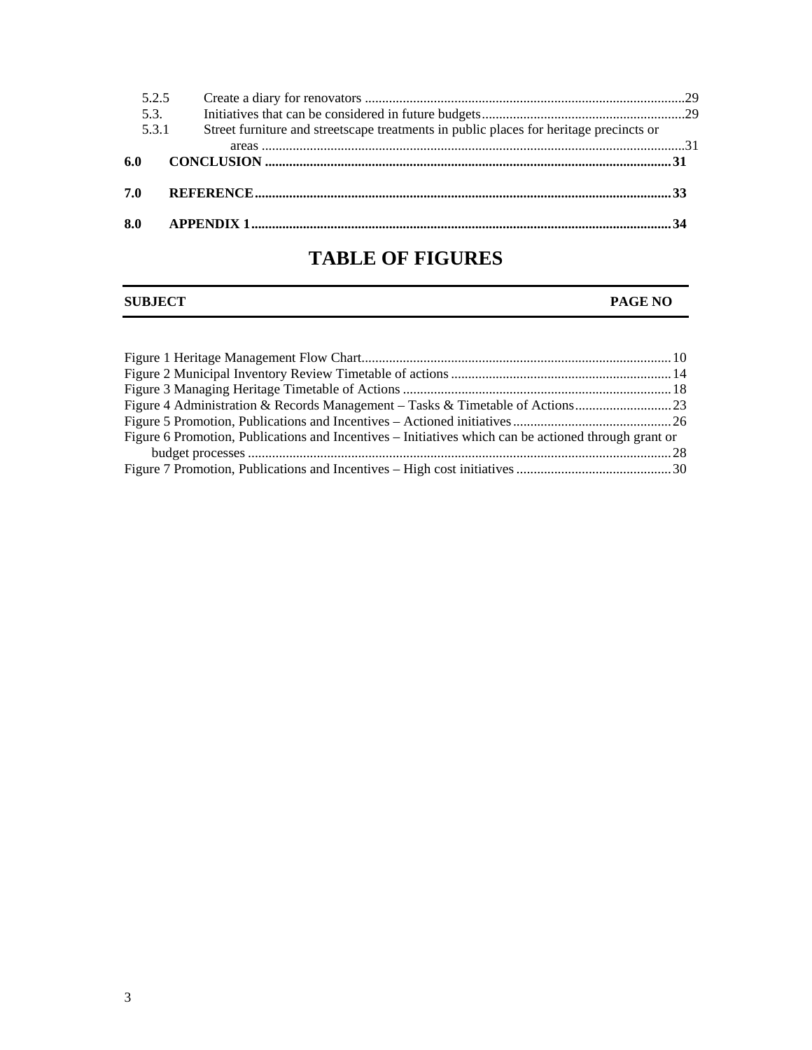5.2.5 Create a diary for renovators ........................................................................................... 29
5.3. Initiatives that can be considered in future budgets .......................................................... 29
5.3.1 Street furniture and streetscape treatments in public places for heritage precincts or areas ........................................................................................................................ 31

**6.0 CONCLUSION ..................................................................................................................... 31**

**7.0 REFERENCE ....................................................................................................................... 33**

**8.0 APPENDIX 1 ........................................................................................................................ 34**

# TABLE OF FIGURES

| **SUBJECT** | **PAGE NO** |
|---|---|
| Figure 1 Heritage Management Flow Chart | 10 |
| Figure 2 Municipal Inventory Review Timetable of actions | 14 |
| Figure 3 Managing Heritage Timetable of Actions | 18 |
| Figure 4 Administration & Records Management – Tasks & Timetable of Actions | 23 |
| Figure 5 Promotion, Publications and Incentives – Actioned initiatives | 26 |
| Figure 6 Promotion, Publications and Incentives – Initiatives which can be actioned through grant or budget processes | 28 |
| Figure 7 Promotion, Publications and Incentives – High cost initiatives | 30 |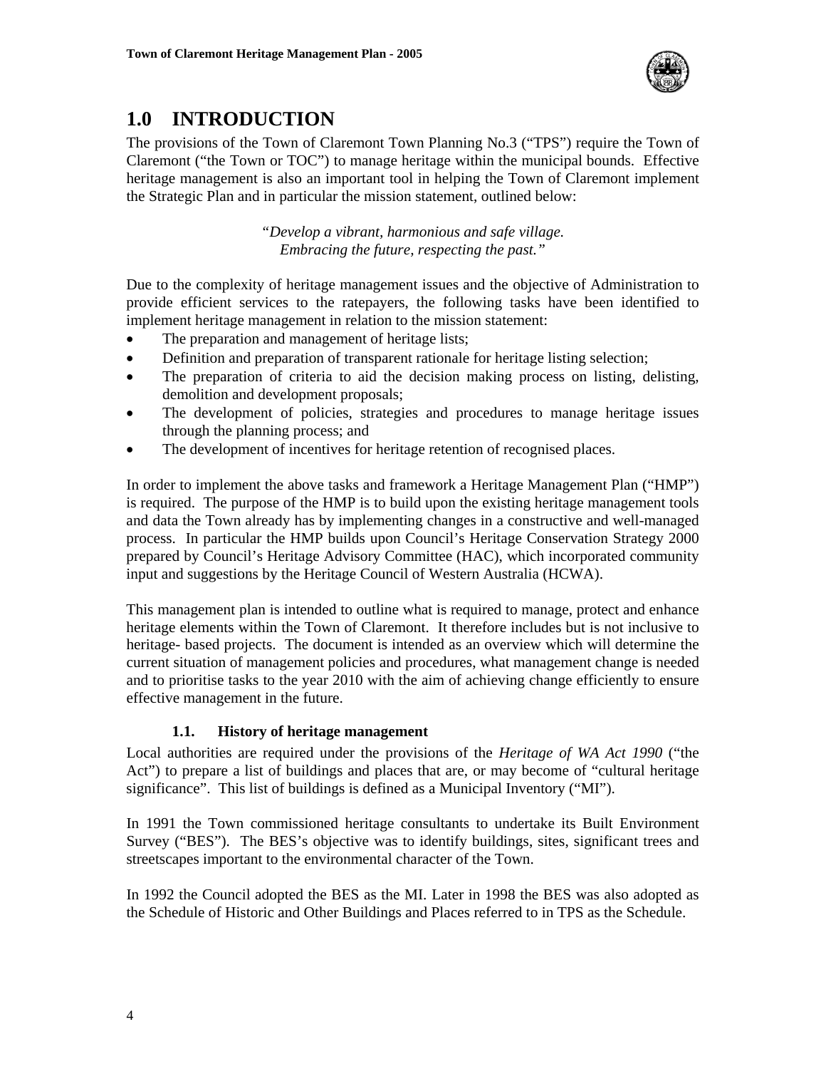# 1.0 INTRODUCTION

The provisions of the Town of Claremont Town Planning No.3 ("TPS") require the Town of Claremont ("the Town or TOC") to manage heritage within the municipal bounds. Effective heritage management is also an important tool in helping the Town of Claremont implement the Strategic Plan and in particular the mission statement, outlined below:

*"Develop a vibrant, harmonious and safe village. Embracing the future, respecting the past."*

Due to the complexity of heritage management issues and the objective of Administration to provide efficient services to the ratepayers, the following tasks have been identified to implement heritage management in relation to the mission statement:

- The preparation and management of heritage lists;
- Definition and preparation of transparent rationale for heritage listing selection;
- The preparation of criteria to aid the decision making process on listing, delisting, demolition and development proposals;
- The development of policies, strategies and procedures to manage heritage issues through the planning process; and
- The development of incentives for heritage retention of recognised places.

In order to implement the above tasks and framework a Heritage Management Plan ("HMP") is required. The purpose of the HMP is to build upon the existing heritage management tools and data the Town already has by implementing changes in a constructive and well-managed process. In particular the HMP builds upon Council's Heritage Conservation Strategy 2000 prepared by Council's Heritage Advisory Committee (HAC), which incorporated community input and suggestions by the Heritage Council of Western Australia (HCWA).

This management plan is intended to outline what is required to manage, protect and enhance heritage elements within the Town of Claremont. It therefore includes but is not inclusive to heritage- based projects. The document is intended as an overview which will determine the current situation of management policies and procedures, what management change is needed and to prioritise tasks to the year 2010 with the aim of achieving change efficiently to ensure effective management in the future.

## 1.1. History of heritage management

Local authorities are required under the provisions of the *Heritage of WA Act 1990* ("the Act") to prepare a list of buildings and places that are, or may become of "cultural heritage significance". This list of buildings is defined as a Municipal Inventory ("MI").

In 1991 the Town commissioned heritage consultants to undertake its Built Environment Survey ("BES"). The BES's objective was to identify buildings, sites, significant trees and streetscapes important to the environmental character of the Town.

In 1992 the Council adopted the BES as the MI. Later in 1998 the BES was also adopted as the Schedule of Historic and Other Buildings and Places referred to in TPS as the Schedule.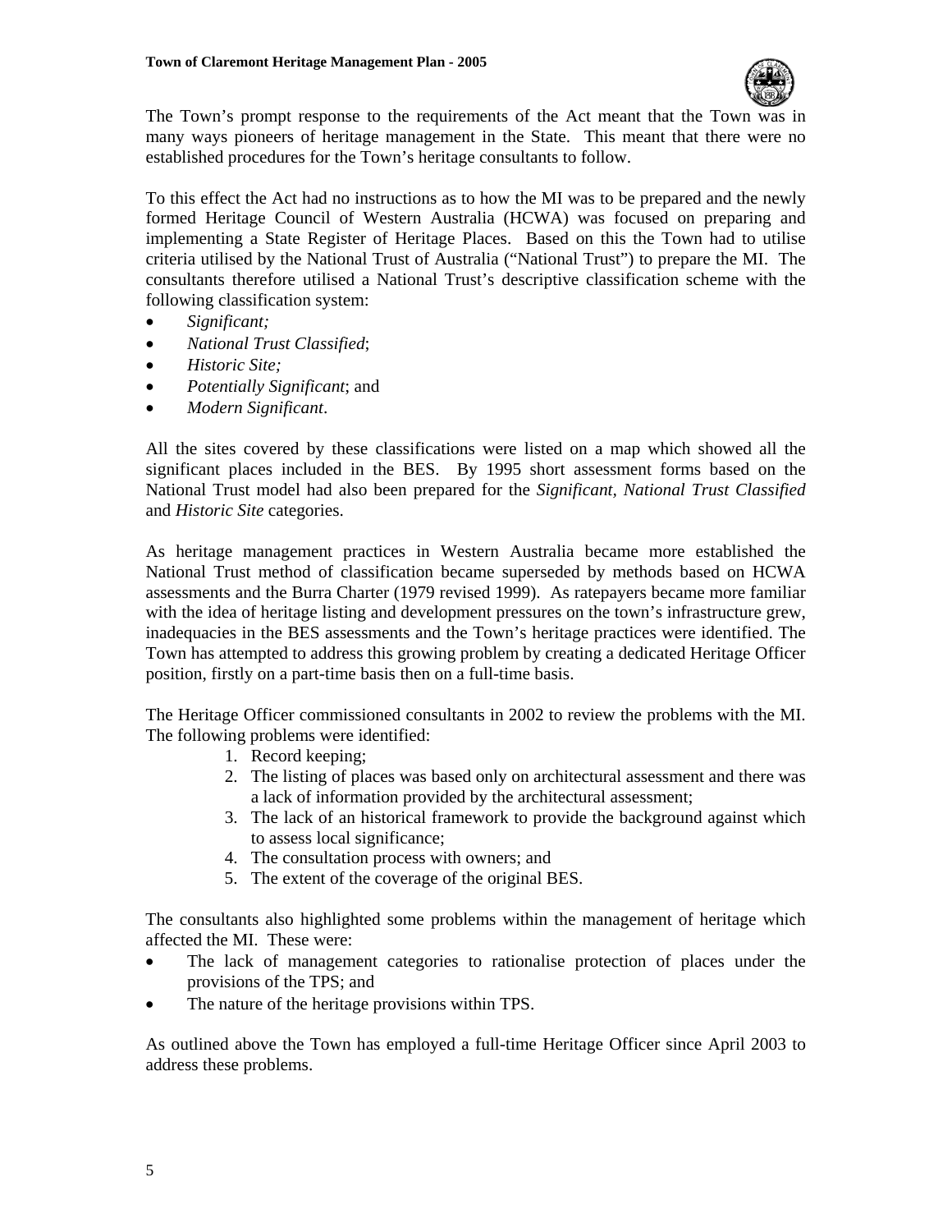The Town's prompt response to the requirements of the Act meant that the Town was in many ways pioneers of heritage management in the State. This meant that there were no established procedures for the Town's heritage consultants to follow.

To this effect the Act had no instructions as to how the MI was to be prepared and the newly formed Heritage Council of Western Australia (HCWA) was focused on preparing and implementing a State Register of Heritage Places. Based on this the Town had to utilise criteria utilised by the National Trust of Australia ("National Trust") to prepare the MI. The consultants therefore utilised a National Trust's descriptive classification scheme with the following classification system:

- *Significant;*
- *National Trust Classified*;
- *Historic Site;*
- *Potentially Significant*; and
- *Modern Significant*.

All the sites covered by these classifications were listed on a map which showed all the significant places included in the BES. By 1995 short assessment forms based on the National Trust model had also been prepared for the *Significant, National Trust Classified* and *Historic Site* categories.

As heritage management practices in Western Australia became more established the National Trust method of classification became superseded by methods based on HCWA assessments and the Burra Charter (1979 revised 1999). As ratepayers became more familiar with the idea of heritage listing and development pressures on the town's infrastructure grew, inadequacies in the BES assessments and the Town's heritage practices were identified. The Town has attempted to address this growing problem by creating a dedicated Heritage Officer position, firstly on a part-time basis then on a full-time basis.

The Heritage Officer commissioned consultants in 2002 to review the problems with the MI. The following problems were identified:

1. Record keeping;
2. The listing of places was based only on architectural assessment and there was a lack of information provided by the architectural assessment;
3. The lack of an historical framework to provide the background against which to assess local significance;
4. The consultation process with owners; and
5. The extent of the coverage of the original BES.

The consultants also highlighted some problems within the management of heritage which affected the MI. These were:

- The lack of management categories to rationalise protection of places under the provisions of the TPS; and
- The nature of the heritage provisions within TPS.

As outlined above the Town has employed a full-time Heritage Officer since April 2003 to address these problems.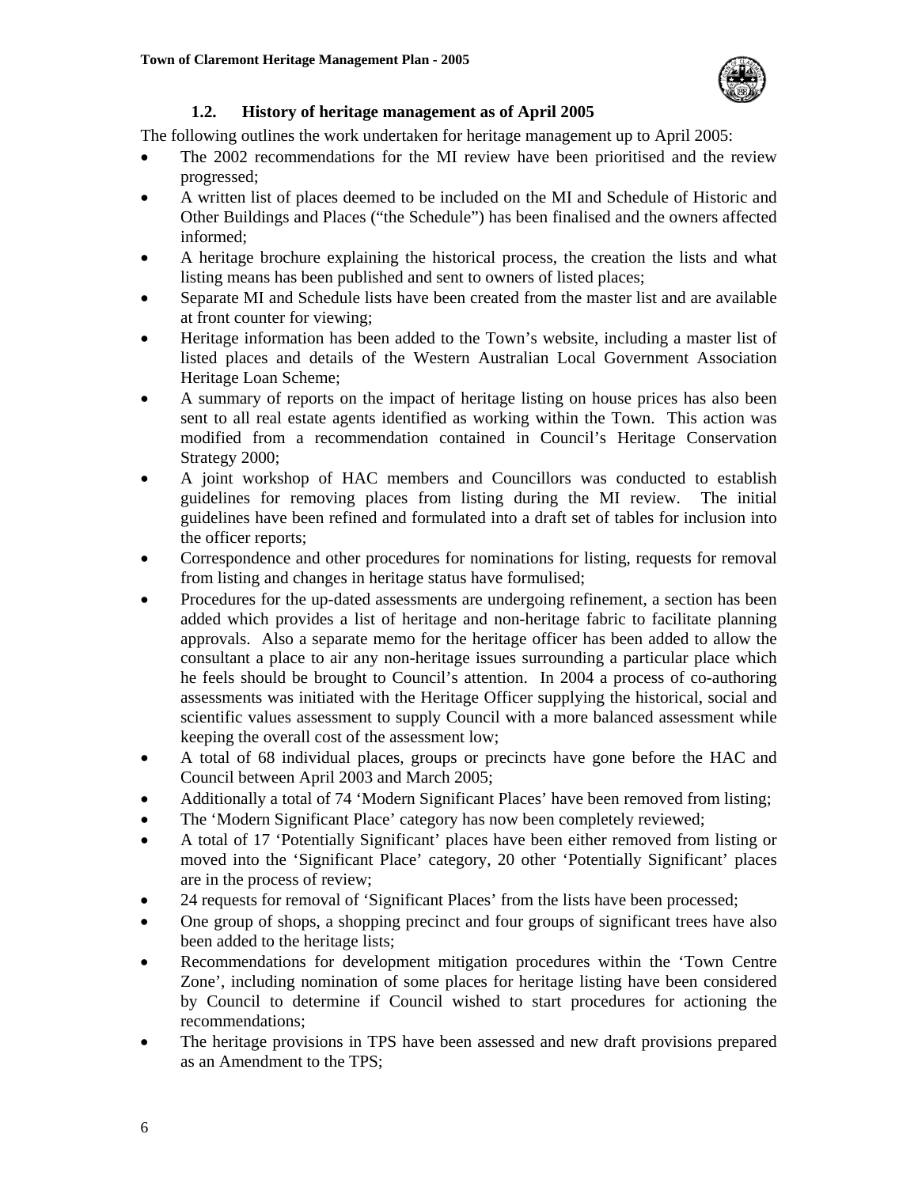### 1.2. History of heritage management as of April 2005

The following outlines the work undertaken for heritage management up to April 2005:

- The 2002 recommendations for the MI review have been prioritised and the review progressed;
- A written list of places deemed to be included on the MI and Schedule of Historic and Other Buildings and Places ("the Schedule") has been finalised and the owners affected informed;
- A heritage brochure explaining the historical process, the creation the lists and what listing means has been published and sent to owners of listed places;
- Separate MI and Schedule lists have been created from the master list and are available at front counter for viewing;
- Heritage information has been added to the Town's website, including a master list of listed places and details of the Western Australian Local Government Association Heritage Loan Scheme;
- A summary of reports on the impact of heritage listing on house prices has also been sent to all real estate agents identified as working within the Town. This action was modified from a recommendation contained in Council's Heritage Conservation Strategy 2000;
- A joint workshop of HAC members and Councillors was conducted to establish guidelines for removing places from listing during the MI review. The initial guidelines have been refined and formulated into a draft set of tables for inclusion into the officer reports;
- Correspondence and other procedures for nominations for listing, requests for removal from listing and changes in heritage status have formulised;
- Procedures for the up-dated assessments are undergoing refinement, a section has been added which provides a list of heritage and non-heritage fabric to facilitate planning approvals. Also a separate memo for the heritage officer has been added to allow the consultant a place to air any non-heritage issues surrounding a particular place which he feels should be brought to Council's attention. In 2004 a process of co-authoring assessments was initiated with the Heritage Officer supplying the historical, social and scientific values assessment to supply Council with a more balanced assessment while keeping the overall cost of the assessment low;
- A total of 68 individual places, groups or precincts have gone before the HAC and Council between April 2003 and March 2005;
- Additionally a total of 74 'Modern Significant Places' have been removed from listing;
- The 'Modern Significant Place' category has now been completely reviewed;
- A total of 17 'Potentially Significant' places have been either removed from listing or moved into the 'Significant Place' category, 20 other 'Potentially Significant' places are in the process of review;
- 24 requests for removal of 'Significant Places' from the lists have been processed;
- One group of shops, a shopping precinct and four groups of significant trees have also been added to the heritage lists;
- Recommendations for development mitigation procedures within the 'Town Centre Zone', including nomination of some places for heritage listing have been considered by Council to determine if Council wished to start procedures for actioning the recommendations;
- The heritage provisions in TPS have been assessed and new draft provisions prepared as an Amendment to the TPS;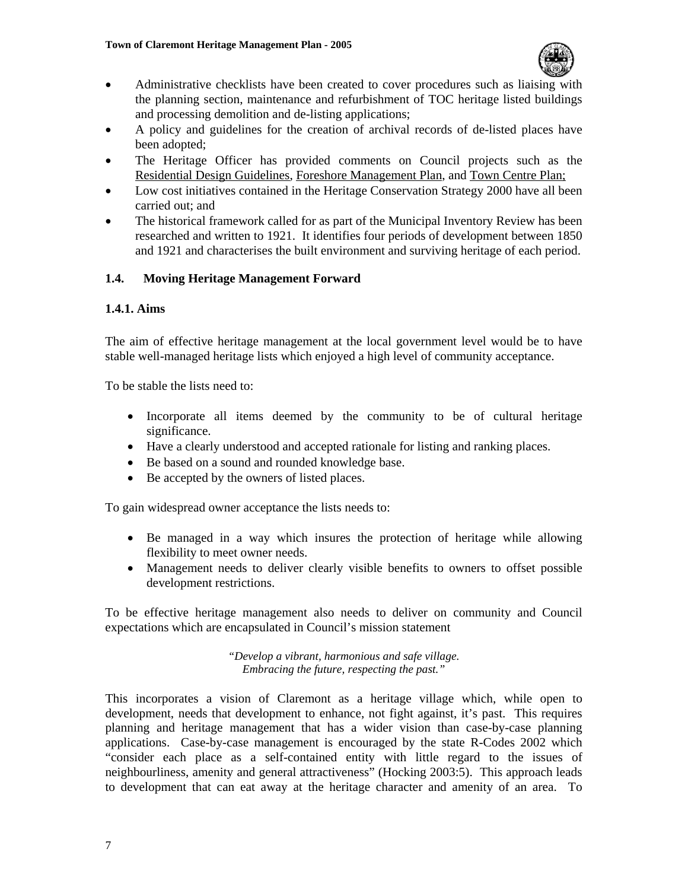- Administrative checklists have been created to cover procedures such as liaising with the planning section, maintenance and refurbishment of TOC heritage listed buildings and processing demolition and de-listing applications;
- A policy and guidelines for the creation of archival records of de-listed places have been adopted;
- The Heritage Officer has provided comments on Council projects such as the Residential Design Guidelines, Foreshore Management Plan, and Town Centre Plan;
- Low cost initiatives contained in the Heritage Conservation Strategy 2000 have all been carried out; and
- The historical framework called for as part of the Municipal Inventory Review has been researched and written to 1921. It identifies four periods of development between 1850 and 1921 and characterises the built environment and surviving heritage of each period.

### 1.4. Moving Heritage Management Forward

#### 1.4.1. Aims

The aim of effective heritage management at the local government level would be to have stable well-managed heritage lists which enjoyed a high level of community acceptance.

To be stable the lists need to:

- Incorporate all items deemed by the community to be of cultural heritage significance.
- Have a clearly understood and accepted rationale for listing and ranking places.
- Be based on a sound and rounded knowledge base.
- Be accepted by the owners of listed places.

To gain widespread owner acceptance the lists needs to:

- Be managed in a way which insures the protection of heritage while allowing flexibility to meet owner needs.
- Management needs to deliver clearly visible benefits to owners to offset possible development restrictions.

To be effective heritage management also needs to deliver on community and Council expectations which are encapsulated in Council's mission statement

*"Develop a vibrant, harmonious and safe village.*
*Embracing the future, respecting the past."*

This incorporates a vision of Claremont as a heritage village which, while open to development, needs that development to enhance, not fight against, it's past. This requires planning and heritage management that has a wider vision than case-by-case planning applications. Case-by-case management is encouraged by the state R-Codes 2002 which "consider each place as a self-contained entity with little regard to the issues of neighbourliness, amenity and general attractiveness" (Hocking 2003:5). This approach leads to development that can eat away at the heritage character and amenity of an area. To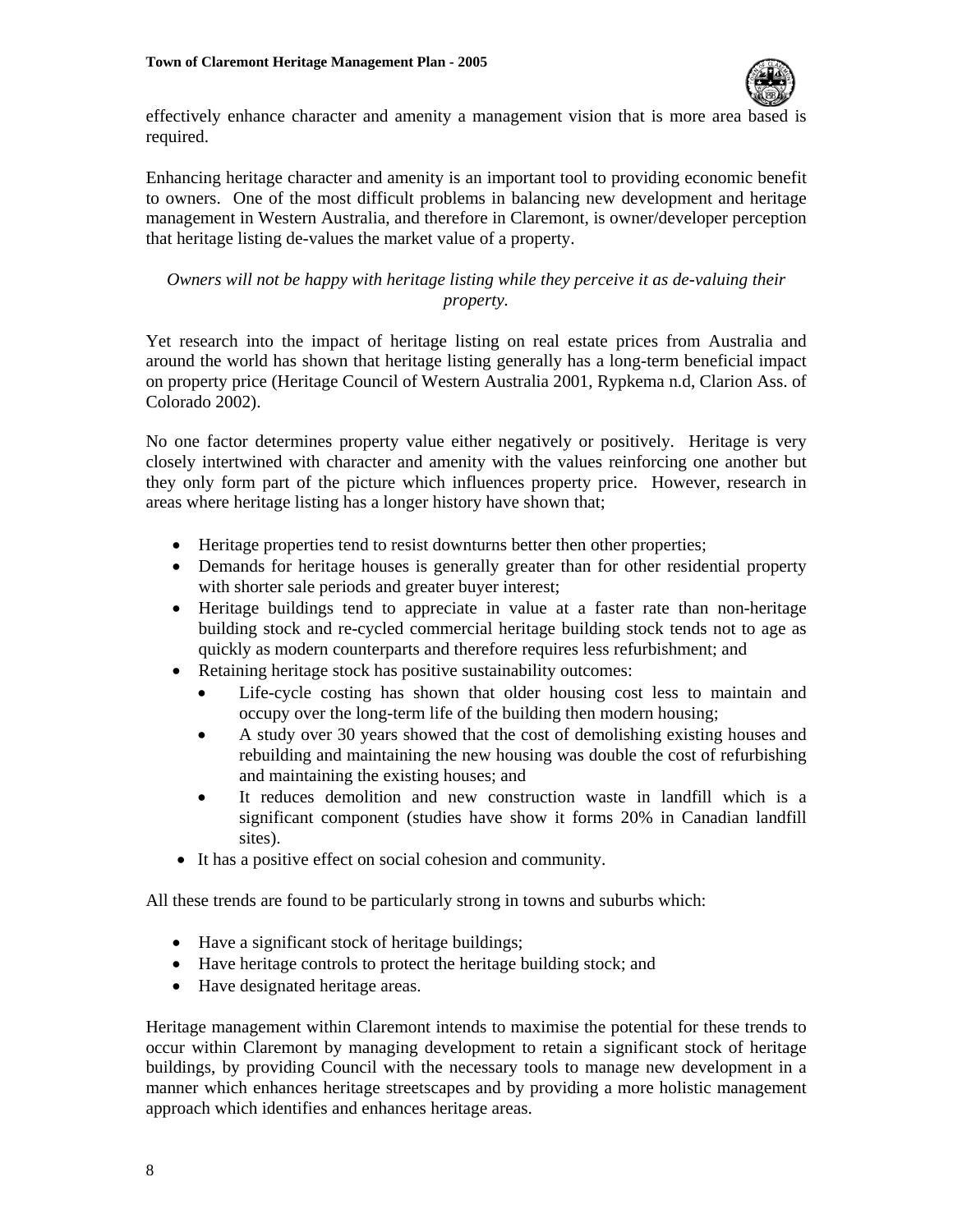effectively enhance character and amenity a management vision that is more area based is required.

Enhancing heritage character and amenity is an important tool to providing economic benefit to owners. One of the most difficult problems in balancing new development and heritage management in Western Australia, and therefore in Claremont, is owner/developer perception that heritage listing de-values the market value of a property.

*Owners will not be happy with heritage listing while they perceive it as de-valuing their property.*

Yet research into the impact of heritage listing on real estate prices from Australia and around the world has shown that heritage listing generally has a long-term beneficial impact on property price (Heritage Council of Western Australia 2001, Rypkema n.d, Clarion Ass. of Colorado 2002).

No one factor determines property value either negatively or positively. Heritage is very closely intertwined with character and amenity with the values reinforcing one another but they only form part of the picture which influences property price. However, research in areas where heritage listing has a longer history have shown that;

- Heritage properties tend to resist downturns better then other properties;
- Demands for heritage houses is generally greater than for other residential property with shorter sale periods and greater buyer interest;
- Heritage buildings tend to appreciate in value at a faster rate than non-heritage building stock and re-cycled commercial heritage building stock tends not to age as quickly as modern counterparts and therefore requires less refurbishment; and
- Retaining heritage stock has positive sustainability outcomes:
  - Life-cycle costing has shown that older housing cost less to maintain and occupy over the long-term life of the building then modern housing;
  - A study over 30 years showed that the cost of demolishing existing houses and rebuilding and maintaining the new housing was double the cost of refurbishing and maintaining the existing houses; and
  - It reduces demolition and new construction waste in landfill which is a significant component (studies have show it forms 20% in Canadian landfill sites).
- It has a positive effect on social cohesion and community.

All these trends are found to be particularly strong in towns and suburbs which:

- Have a significant stock of heritage buildings;
- Have heritage controls to protect the heritage building stock; and
- Have designated heritage areas.

Heritage management within Claremont intends to maximise the potential for these trends to occur within Claremont by managing development to retain a significant stock of heritage buildings, by providing Council with the necessary tools to manage new development in a manner which enhances heritage streetscapes and by providing a more holistic management approach which identifies and enhances heritage areas.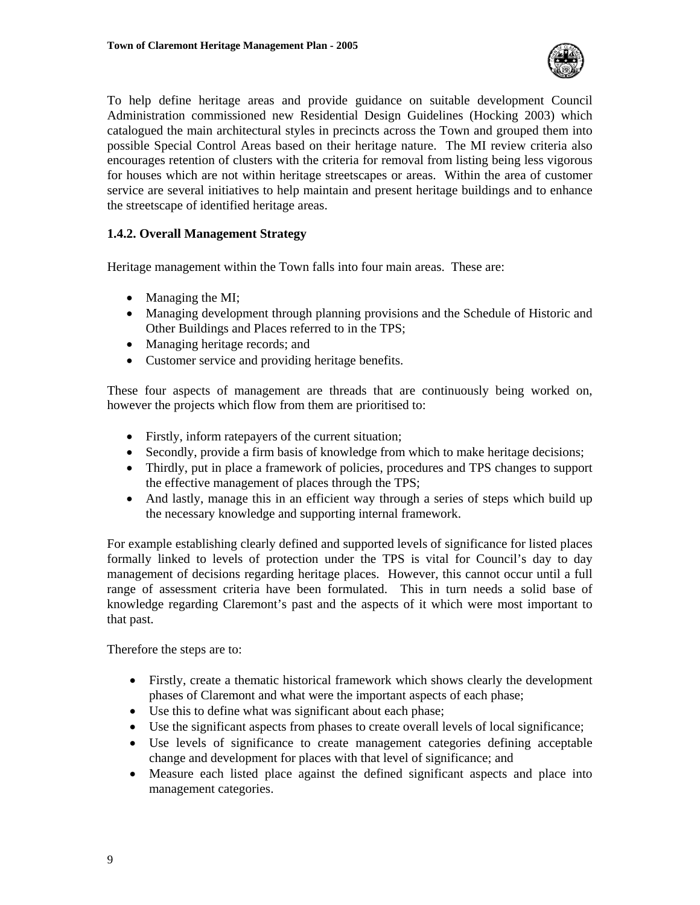To help define heritage areas and provide guidance on suitable development Council Administration commissioned new Residential Design Guidelines (Hocking 2003) which catalogued the main architectural styles in precincts across the Town and grouped them into possible Special Control Areas based on their heritage nature. The MI review criteria also encourages retention of clusters with the criteria for removal from listing being less vigorous for houses which are not within heritage streetscapes or areas. Within the area of customer service are several initiatives to help maintain and present heritage buildings and to enhance the streetscape of identified heritage areas.

### 1.4.2. Overall Management Strategy

Heritage management within the Town falls into four main areas. These are:

- Managing the MI;
- Managing development through planning provisions and the Schedule of Historic and Other Buildings and Places referred to in the TPS;
- Managing heritage records; and
- Customer service and providing heritage benefits.

These four aspects of management are threads that are continuously being worked on, however the projects which flow from them are prioritised to:

- Firstly, inform ratepayers of the current situation;
- Secondly, provide a firm basis of knowledge from which to make heritage decisions;
- Thirdly, put in place a framework of policies, procedures and TPS changes to support the effective management of places through the TPS;
- And lastly, manage this in an efficient way through a series of steps which build up the necessary knowledge and supporting internal framework.

For example establishing clearly defined and supported levels of significance for listed places formally linked to levels of protection under the TPS is vital for Council's day to day management of decisions regarding heritage places. However, this cannot occur until a full range of assessment criteria have been formulated. This in turn needs a solid base of knowledge regarding Claremont's past and the aspects of it which were most important to that past.

Therefore the steps are to:

- Firstly, create a thematic historical framework which shows clearly the development phases of Claremont and what were the important aspects of each phase;
- Use this to define what was significant about each phase;
- Use the significant aspects from phases to create overall levels of local significance;
- Use levels of significance to create management categories defining acceptable change and development for places with that level of significance; and
- Measure each listed place against the defined significant aspects and place into management categories.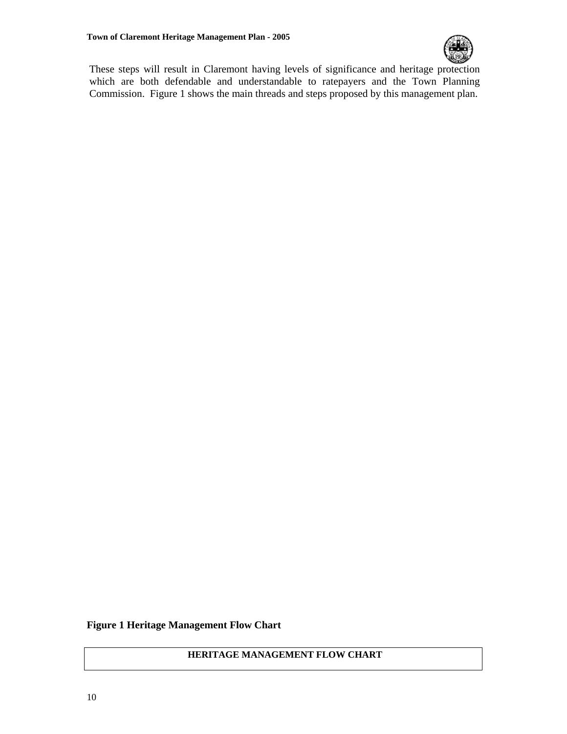These steps will result in Claremont having levels of significance and heritage protection which are both defendable and understandable to ratepayers and the Town Planning Commission. Figure 1 shows the main threads and steps proposed by this management plan.

**Figure 1 Heritage Management Flow Chart**

| HERITAGE MANAGEMENT FLOW CHART |
| --- |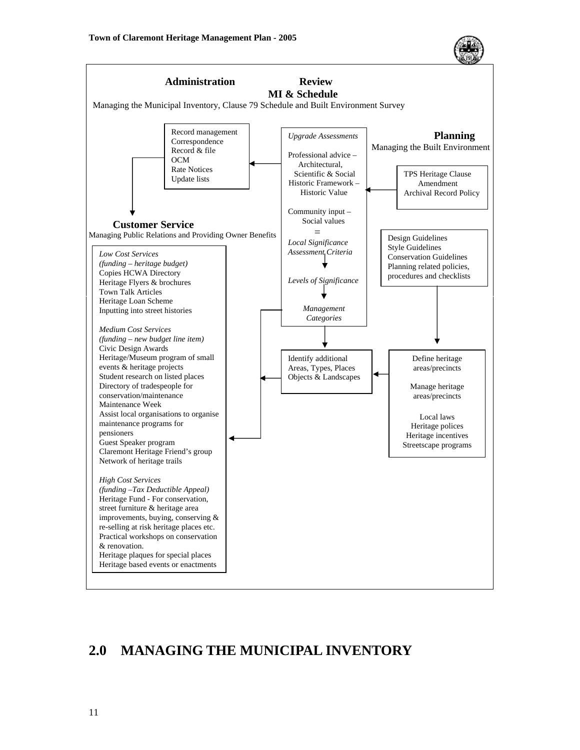**Administration** **Review**

**MI & Schedule**

Managing the Municipal Inventory, Clause 79 Schedule and Built Environment Survey

Record management
Correspondence
Record & file
OCM
Rate Notices
Update lists

*Upgrade Assessments*

Professional advice –
Architectural,
Scientific & Social
Historic Framework –
Historic Value

Community input –
Social values
=
*Local Significance Assessment Criteria*

*Levels of Significance*

*Management Categories*

**Planning**

Managing the Built Environment

TPS Heritage Clause Amendment
Archival Record Policy

Design Guidelines
Style Guidelines
Conservation Guidelines
Planning related policies, procedures and checklists

**Customer Service**

Managing Public Relations and Providing Owner Benefits

*Low Cost Services*
*(funding – heritage budget)*
Copies HCWA Directory
Heritage Flyers & brochures
Town Talk Articles
Heritage Loan Scheme
Inputting into street histories

*Medium Cost Services*
*(funding – new budget line item)*
Civic Design Awards
Heritage/Museum program of small events & heritage projects
Student research on listed places
Directory of tradespeople for conservation/maintenance
Maintenance Week
Assist local organisations to organise maintenance programs for pensioners
Guest Speaker program
Claremont Heritage Friend's group
Network of heritage trails

*High Cost Services*
*(funding –Tax Deductible Appeal)*
Heritage Fund - For conservation, street furniture & heritage area improvements, buying, conserving & re-selling at risk heritage places etc.
Practical workshops on conservation & renovation.
Heritage plaques for special places
Heritage based events or enactments

Identify additional Areas, Types, Places Objects & Landscapes

Define heritage areas/precincts

Manage heritage areas/precincts

Local laws
Heritage polices
Heritage incentives
Streetscape programs

# 2.0 MANAGING THE MUNICIPAL INVENTORY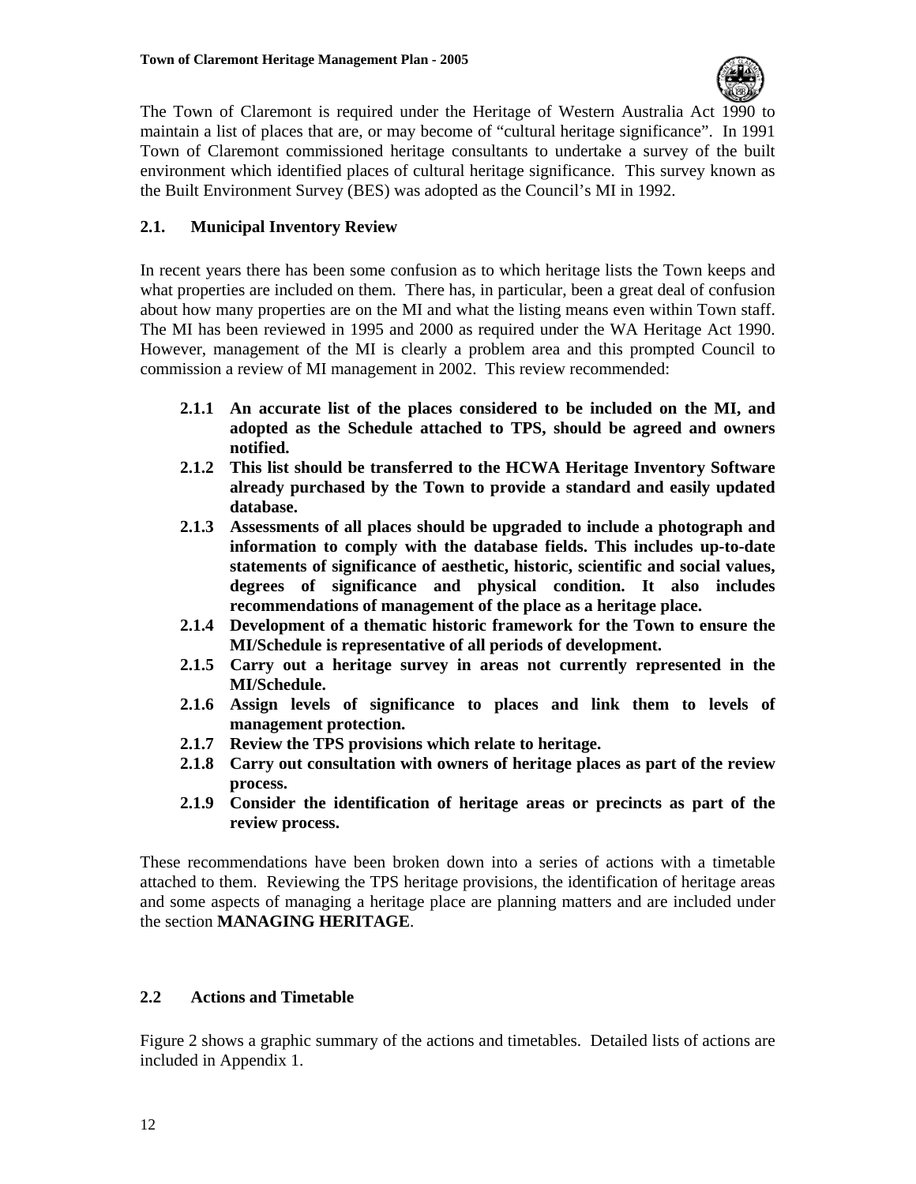The Town of Claremont is required under the Heritage of Western Australia Act 1990 to maintain a list of places that are, or may become of "cultural heritage significance". In 1991 Town of Claremont commissioned heritage consultants to undertake a survey of the built environment which identified places of cultural heritage significance. This survey known as the Built Environment Survey (BES) was adopted as the Council's MI in 1992.

### 2.1. Municipal Inventory Review

In recent years there has been some confusion as to which heritage lists the Town keeps and what properties are included on them. There has, in particular, been a great deal of confusion about how many properties are on the MI and what the listing means even within Town staff. The MI has been reviewed in 1995 and 2000 as required under the WA Heritage Act 1990. However, management of the MI is clearly a problem area and this prompted Council to commission a review of MI management in 2002. This review recommended:

- **2.1.1 An accurate list of the places considered to be included on the MI, and adopted as the Schedule attached to TPS, should be agreed and owners notified.**
- **2.1.2 This list should be transferred to the HCWA Heritage Inventory Software already purchased by the Town to provide a standard and easily updated database.**
- **2.1.3 Assessments of all places should be upgraded to include a photograph and information to comply with the database fields. This includes up-to-date statements of significance of aesthetic, historic, scientific and social values, degrees of significance and physical condition. It also includes recommendations of management of the place as a heritage place.**
- **2.1.4 Development of a thematic historic framework for the Town to ensure the MI/Schedule is representative of all periods of development.**
- **2.1.5 Carry out a heritage survey in areas not currently represented in the MI/Schedule.**
- **2.1.6 Assign levels of significance to places and link them to levels of management protection.**
- **2.1.7 Review the TPS provisions which relate to heritage.**
- **2.1.8 Carry out consultation with owners of heritage places as part of the review process.**
- **2.1.9 Consider the identification of heritage areas or precincts as part of the review process.**

These recommendations have been broken down into a series of actions with a timetable attached to them. Reviewing the TPS heritage provisions, the identification of heritage areas and some aspects of managing a heritage place are planning matters and are included under the section **MANAGING HERITAGE**.

### 2.2 Actions and Timetable

Figure 2 shows a graphic summary of the actions and timetables. Detailed lists of actions are included in Appendix 1.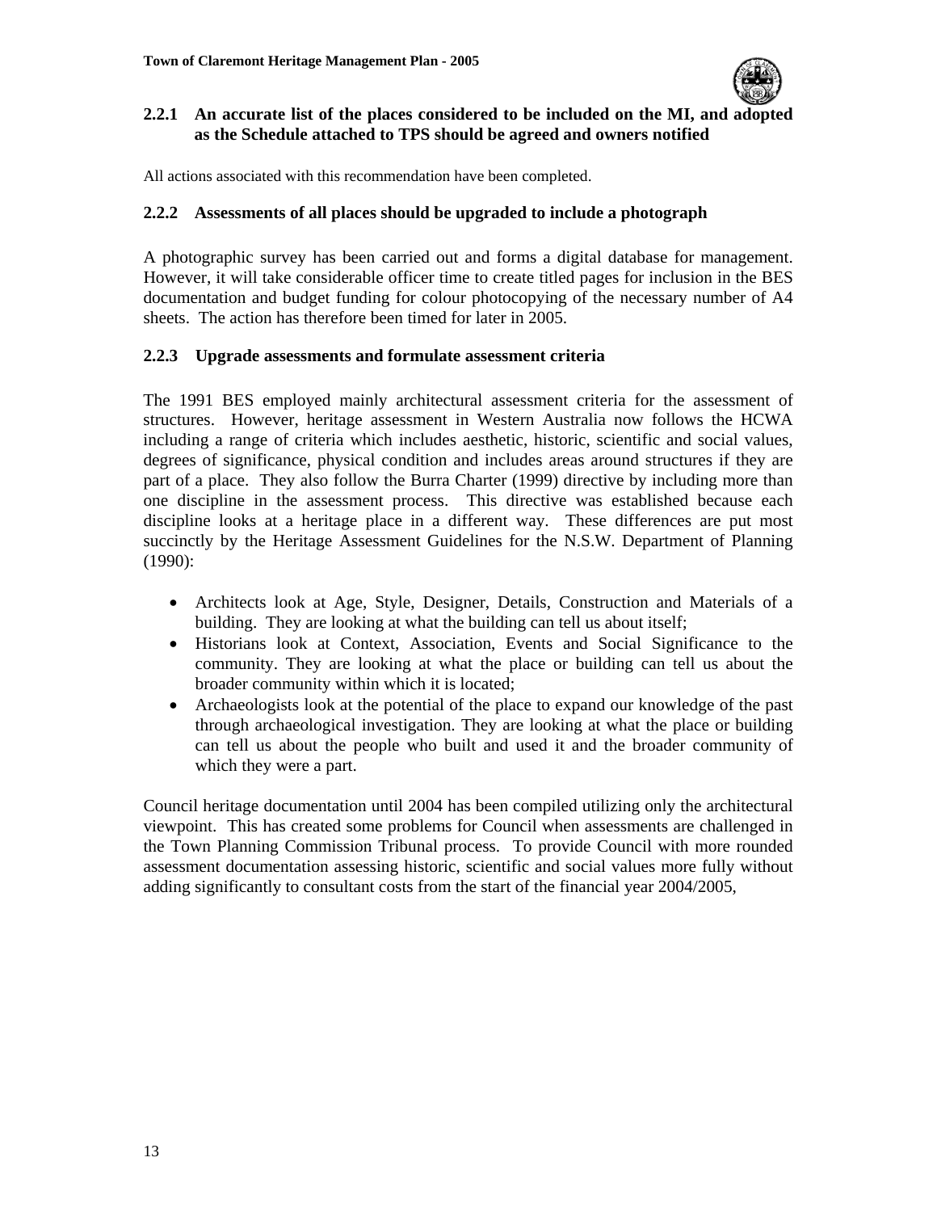### 2.2.1 An accurate list of the places considered to be included on the MI, and adopted as the Schedule attached to TPS should be agreed and owners notified

All actions associated with this recommendation have been completed.

### 2.2.2 Assessments of all places should be upgraded to include a photograph

A photographic survey has been carried out and forms a digital database for management. However, it will take considerable officer time to create titled pages for inclusion in the BES documentation and budget funding for colour photocopying of the necessary number of A4 sheets. The action has therefore been timed for later in 2005.

### 2.2.3 Upgrade assessments and formulate assessment criteria

The 1991 BES employed mainly architectural assessment criteria for the assessment of structures. However, heritage assessment in Western Australia now follows the HCWA including a range of criteria which includes aesthetic, historic, scientific and social values, degrees of significance, physical condition and includes areas around structures if they are part of a place. They also follow the Burra Charter (1999) directive by including more than one discipline in the assessment process. This directive was established because each discipline looks at a heritage place in a different way. These differences are put most succinctly by the Heritage Assessment Guidelines for the N.S.W. Department of Planning (1990):

- Architects look at Age, Style, Designer, Details, Construction and Materials of a building. They are looking at what the building can tell us about itself;
- Historians look at Context, Association, Events and Social Significance to the community. They are looking at what the place or building can tell us about the broader community within which it is located;
- Archaeologists look at the potential of the place to expand our knowledge of the past through archaeological investigation. They are looking at what the place or building can tell us about the people who built and used it and the broader community of which they were a part.

Council heritage documentation until 2004 has been compiled utilizing only the architectural viewpoint. This has created some problems for Council when assessments are challenged in the Town Planning Commission Tribunal process. To provide Council with more rounded assessment documentation assessing historic, scientific and social values more fully without adding significantly to consultant costs from the start of the financial year 2004/2005,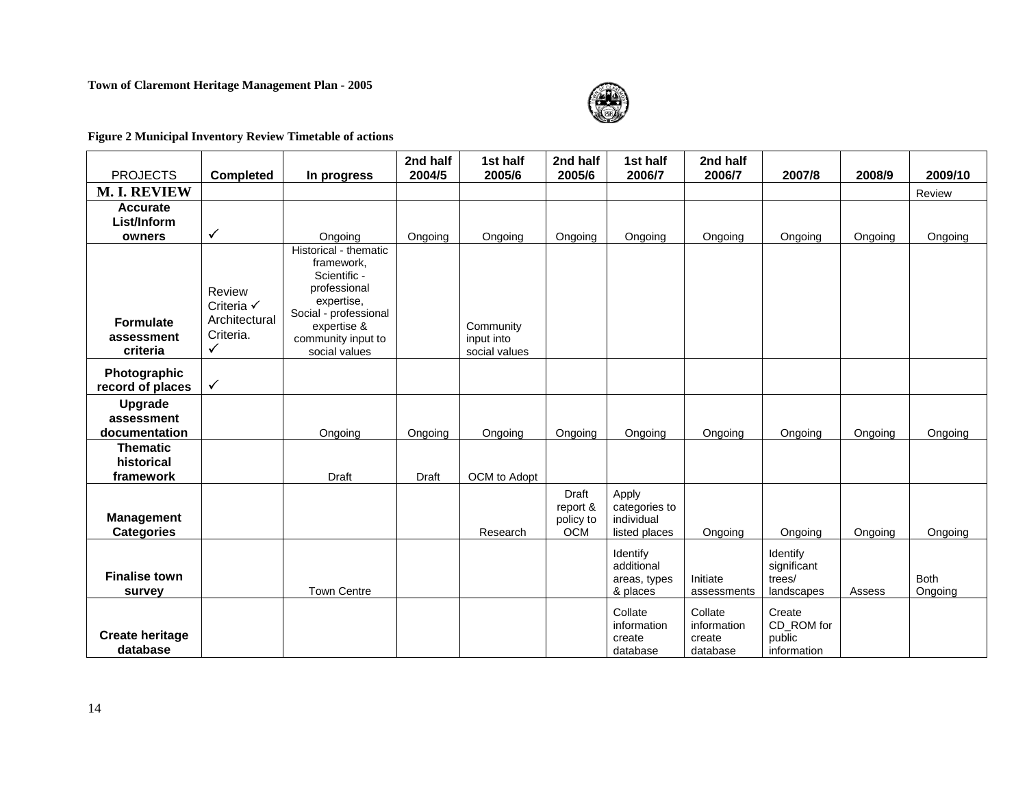**Town of Claremont Heritage Management Plan - 2005**

**Figure 2 Municipal Inventory Review Timetable of actions**

| PROJECTS | Completed | In progress | 2nd half 2004/5 | 1st half 2005/6 | 2nd half 2005/6 | 1st half 2006/7 | 2nd half 2006/7 | 2007/8 | 2008/9 | 2009/10 |
|---|---|---|---|---|---|---|---|---|---|---|
| **M. I. REVIEW** | | | | | | | | | | Review |
| **Accurate List/Inform owners** | ✓ | Ongoing | Ongoing | Ongoing | Ongoing | Ongoing | Ongoing | Ongoing | Ongoing | Ongoing |
| **Formulate assessment criteria** | Review Criteria ✓ Architectural Criteria. ✓ | Historical - thematic framework, Scientific - professional expertise, Social - professional expertise & community input to social values | | Community input into social values | | | | | | |
| **Photographic record of places** | ✓ | | | | | | | | | |
| **Upgrade assessment documentation** | | Ongoing | Ongoing | Ongoing | Ongoing | Ongoing | Ongoing | Ongoing | Ongoing | Ongoing |
| **Thematic historical framework** | | Draft | Draft | OCM to Adopt | | | | | | |
| **Management Categories** | | | | Research | Draft report & policy to OCM | Apply categories to individual listed places | Ongoing | Ongoing | Ongoing | Ongoing |
| **Finalise town survey** | | Town Centre | | | | Identify additional areas, types & places | Initiate assessments | Identify significant trees/ landscapes | Assess | Both Ongoing |
| **Create heritage database** | | | | | | Collate information create database | Collate information create database | Create CD_ROM for public information | | |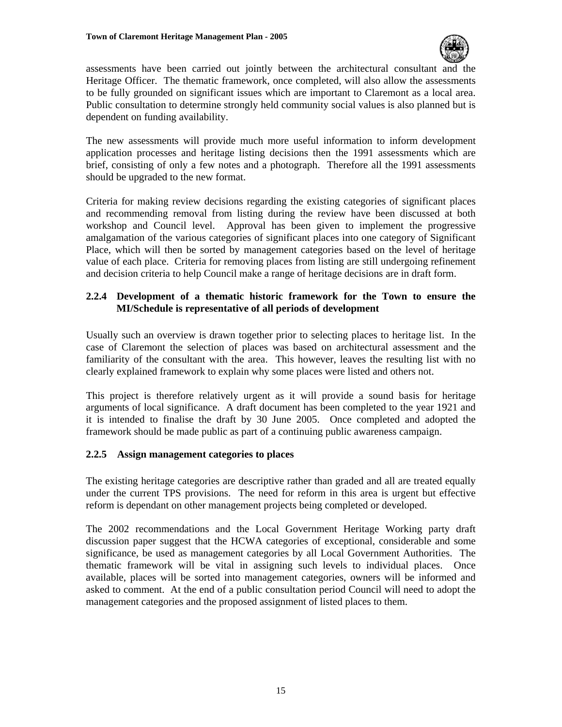assessments have been carried out jointly between the architectural consultant and the Heritage Officer. The thematic framework, once completed, will also allow the assessments to be fully grounded on significant issues which are important to Claremont as a local area. Public consultation to determine strongly held community social values is also planned but is dependent on funding availability.

The new assessments will provide much more useful information to inform development application processes and heritage listing decisions then the 1991 assessments which are brief, consisting of only a few notes and a photograph. Therefore all the 1991 assessments should be upgraded to the new format.

Criteria for making review decisions regarding the existing categories of significant places and recommending removal from listing during the review have been discussed at both workshop and Council level. Approval has been given to implement the progressive amalgamation of the various categories of significant places into one category of Significant Place, which will then be sorted by management categories based on the level of heritage value of each place. Criteria for removing places from listing are still undergoing refinement and decision criteria to help Council make a range of heritage decisions are in draft form.

### 2.2.4 Development of a thematic historic framework for the Town to ensure the MI/Schedule is representative of all periods of development

Usually such an overview is drawn together prior to selecting places to heritage list. In the case of Claremont the selection of places was based on architectural assessment and the familiarity of the consultant with the area. This however, leaves the resulting list with no clearly explained framework to explain why some places were listed and others not.

This project is therefore relatively urgent as it will provide a sound basis for heritage arguments of local significance. A draft document has been completed to the year 1921 and it is intended to finalise the draft by 30 June 2005. Once completed and adopted the framework should be made public as part of a continuing public awareness campaign.

### 2.2.5 Assign management categories to places

The existing heritage categories are descriptive rather than graded and all are treated equally under the current TPS provisions. The need for reform in this area is urgent but effective reform is dependant on other management projects being completed or developed.

The 2002 recommendations and the Local Government Heritage Working party draft discussion paper suggest that the HCWA categories of exceptional, considerable and some significance, be used as management categories by all Local Government Authorities. The thematic framework will be vital in assigning such levels to individual places. Once available, places will be sorted into management categories, owners will be informed and asked to comment. At the end of a public consultation period Council will need to adopt the management categories and the proposed assignment of listed places to them.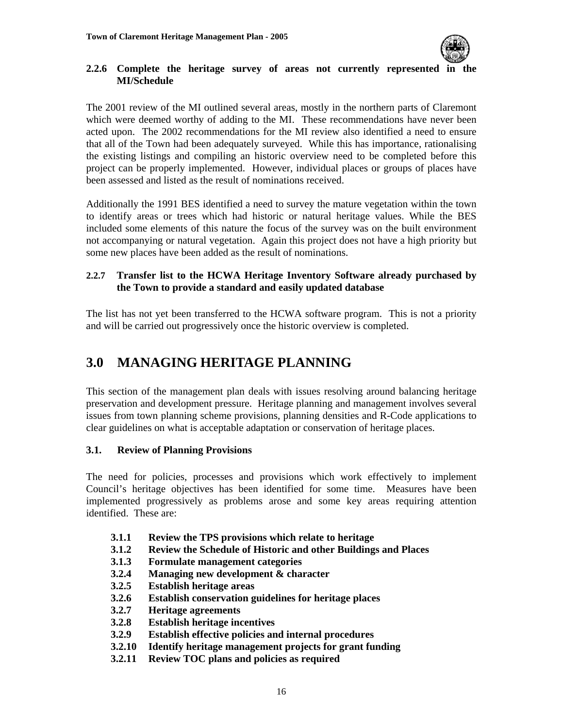### 2.2.6 Complete the heritage survey of areas not currently represented in the MI/Schedule

The 2001 review of the MI outlined several areas, mostly in the northern parts of Claremont which were deemed worthy of adding to the MI. These recommendations have never been acted upon. The 2002 recommendations for the MI review also identified a need to ensure that all of the Town had been adequately surveyed. While this has importance, rationalising the existing listings and compiling an historic overview need to be completed before this project can be properly implemented. However, individual places or groups of places have been assessed and listed as the result of nominations received.

Additionally the 1991 BES identified a need to survey the mature vegetation within the town to identify areas or trees which had historic or natural heritage values. While the BES included some elements of this nature the focus of the survey was on the built environment not accompanying or natural vegetation. Again this project does not have a high priority but some new places have been added as the result of nominations.

### 2.2.7 Transfer list to the HCWA Heritage Inventory Software already purchased by the Town to provide a standard and easily updated database

The list has not yet been transferred to the HCWA software program. This is not a priority and will be carried out progressively once the historic overview is completed.

# 3.0 MANAGING HERITAGE PLANNING

This section of the management plan deals with issues resolving around balancing heritage preservation and development pressure. Heritage planning and management involves several issues from town planning scheme provisions, planning densities and R-Code applications to clear guidelines on what is acceptable adaptation or conservation of heritage places.

## 3.1. Review of Planning Provisions

The need for policies, processes and provisions which work effectively to implement Council's heritage objectives has been identified for some time. Measures have been implemented progressively as problems arose and some key areas requiring attention identified. These are:

- **3.1.1 Review the TPS provisions which relate to heritage**
- **3.1.2 Review the Schedule of Historic and other Buildings and Places**
- **3.1.3 Formulate management categories**
- **3.2.4 Managing new development & character**
- **3.2.5 Establish heritage areas**
- **3.2.6 Establish conservation guidelines for heritage places**
- **3.2.7 Heritage agreements**
- **3.2.8 Establish heritage incentives**
- **3.2.9 Establish effective policies and internal procedures**
- **3.2.10 Identify heritage management projects for grant funding**
- **3.2.11 Review TOC plans and policies as required**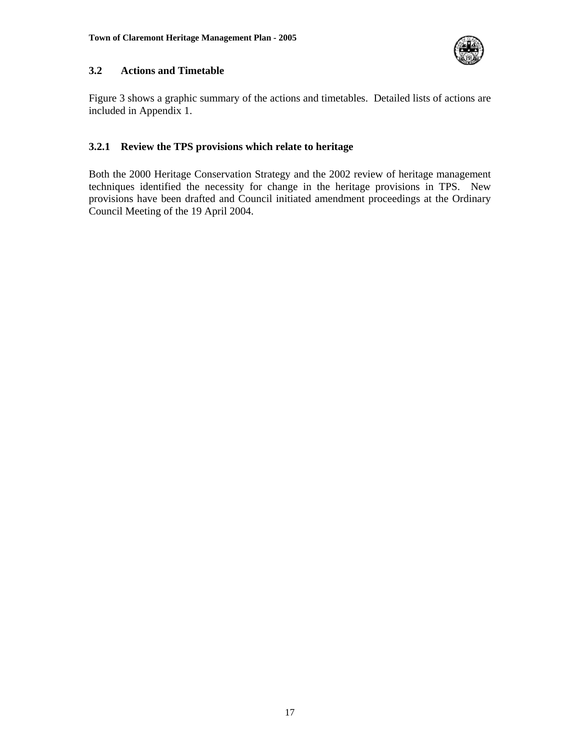## 3.2 Actions and Timetable

Figure 3 shows a graphic summary of the actions and timetables. Detailed lists of actions are included in Appendix 1.

### 3.2.1 Review the TPS provisions which relate to heritage

Both the 2000 Heritage Conservation Strategy and the 2002 review of heritage management techniques identified the necessity for change in the heritage provisions in TPS. New provisions have been drafted and Council initiated amendment proceedings at the Ordinary Council Meeting of the 19 April 2004.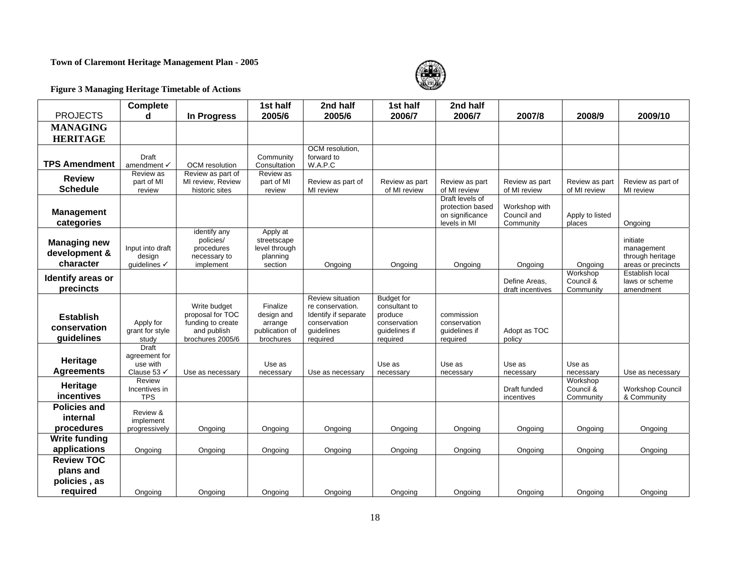**Town of Claremont Heritage Management Plan - 2005**

**Figure 3 Managing Heritage Timetable of Actions**

| PROJECTS | Completed | In Progress | 1st half 2005/6 | 2nd half 2005/6 | 1st half 2006/7 | 2nd half 2006/7 | 2007/8 | 2008/9 | 2009/10 |
|---|---|---|---|---|---|---|---|---|---|
| **MANAGING HERITAGE** | | | | | | | | | |
| **TPS Amendment** | Draft amendment ✓ | OCM resolution | Community Consultation | OCM resolution, forward to W.A.P.C | | | | | |
| **Review Schedule** | Review as part of MI review | Review as part of MI review, Review historic sites | Review as part of MI review | Review as part of MI review | Review as part of MI review | Review as part of MI review | Review as part of MI review | Review as part of MI review | Review as part of MI review |
| **Management categories** | | | | | | Draft levels of protection based on significance levels in MI | Workshop with Council and Community | Apply to listed places | Ongoing |
| **Managing new development & character** | Input into draft design guidelines ✓ | identify any policies/ procedures necessary to implement | Apply at streetscape level through planning section | Ongoing | Ongoing | Ongoing | Ongoing | Ongoing | initiate management through heritage areas or precincts |
| **Identify areas or precincts** | | | | | | | Define Areas, draft incentives | Workshop Council & Community | Establish local laws or scheme amendment |
| **Establish conservation guidelines** | Apply for grant for style study | Write budget proposal for TOC funding to create and publish brochures 2005/6 | Finalize design and arrange publication of brochures | Review situation re conservation. Identify if separate conservation guidelines required | Budget for consultant to produce conservation guidelines if required | commission conservation guidelines if required | Adopt as TOC policy | | |
| **Heritage Agreements** | Draft agreement for use with Clause 53 ✓ | Use as necessary | Use as necessary | Use as necessary | Use as necessary | Use as necessary | Use as necessary | Use as necessary | Use as necessary |
| **Heritage incentives** | Review Incentives in TPS | | | | | | Draft funded incentives | Workshop Council & Community | Workshop Council & Community |
| **Policies and internal procedures** | Review & implement progressively | Ongoing | Ongoing | Ongoing | Ongoing | Ongoing | Ongoing | Ongoing | Ongoing |
| **Write funding applications** | Ongoing | Ongoing | Ongoing | Ongoing | Ongoing | Ongoing | Ongoing | Ongoing | Ongoing |
| **Review TOC plans and policies , as required** | Ongoing | Ongoing | Ongoing | Ongoing | Ongoing | Ongoing | Ongoing | Ongoing | Ongoing |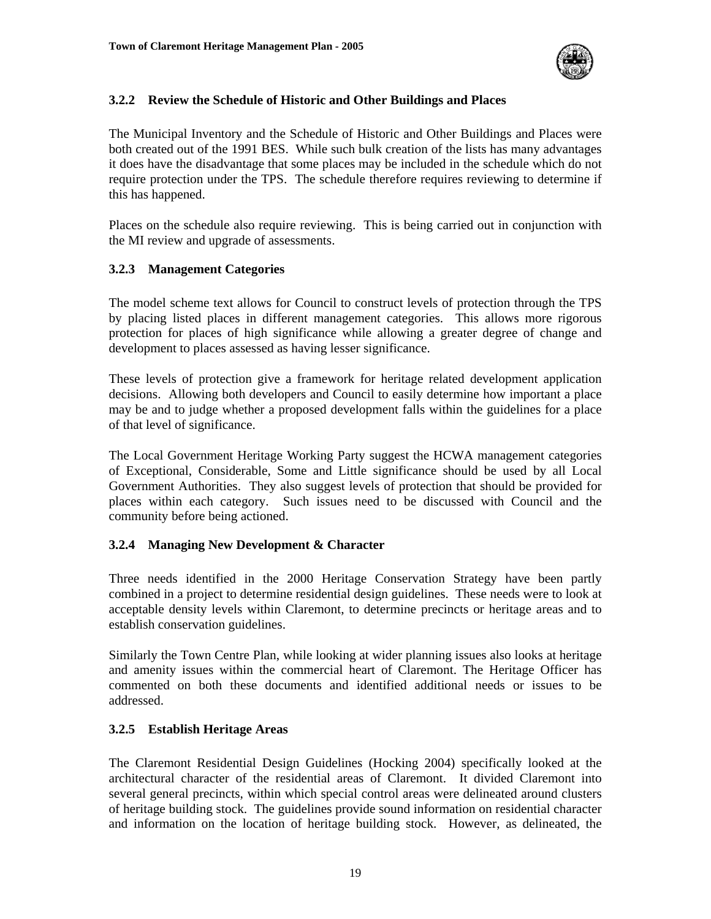### 3.2.2 Review the Schedule of Historic and Other Buildings and Places

The Municipal Inventory and the Schedule of Historic and Other Buildings and Places were both created out of the 1991 BES. While such bulk creation of the lists has many advantages it does have the disadvantage that some places may be included in the schedule which do not require protection under the TPS. The schedule therefore requires reviewing to determine if this has happened.

Places on the schedule also require reviewing. This is being carried out in conjunction with the MI review and upgrade of assessments.

### 3.2.3 Management Categories

The model scheme text allows for Council to construct levels of protection through the TPS by placing listed places in different management categories. This allows more rigorous protection for places of high significance while allowing a greater degree of change and development to places assessed as having lesser significance.

These levels of protection give a framework for heritage related development application decisions. Allowing both developers and Council to easily determine how important a place may be and to judge whether a proposed development falls within the guidelines for a place of that level of significance.

The Local Government Heritage Working Party suggest the HCWA management categories of Exceptional, Considerable, Some and Little significance should be used by all Local Government Authorities. They also suggest levels of protection that should be provided for places within each category. Such issues need to be discussed with Council and the community before being actioned.

### 3.2.4 Managing New Development & Character

Three needs identified in the 2000 Heritage Conservation Strategy have been partly combined in a project to determine residential design guidelines. These needs were to look at acceptable density levels within Claremont, to determine precincts or heritage areas and to establish conservation guidelines.

Similarly the Town Centre Plan, while looking at wider planning issues also looks at heritage and amenity issues within the commercial heart of Claremont. The Heritage Officer has commented on both these documents and identified additional needs or issues to be addressed.

### 3.2.5 Establish Heritage Areas

The Claremont Residential Design Guidelines (Hocking 2004) specifically looked at the architectural character of the residential areas of Claremont. It divided Claremont into several general precincts, within which special control areas were delineated around clusters of heritage building stock. The guidelines provide sound information on residential character and information on the location of heritage building stock. However, as delineated, the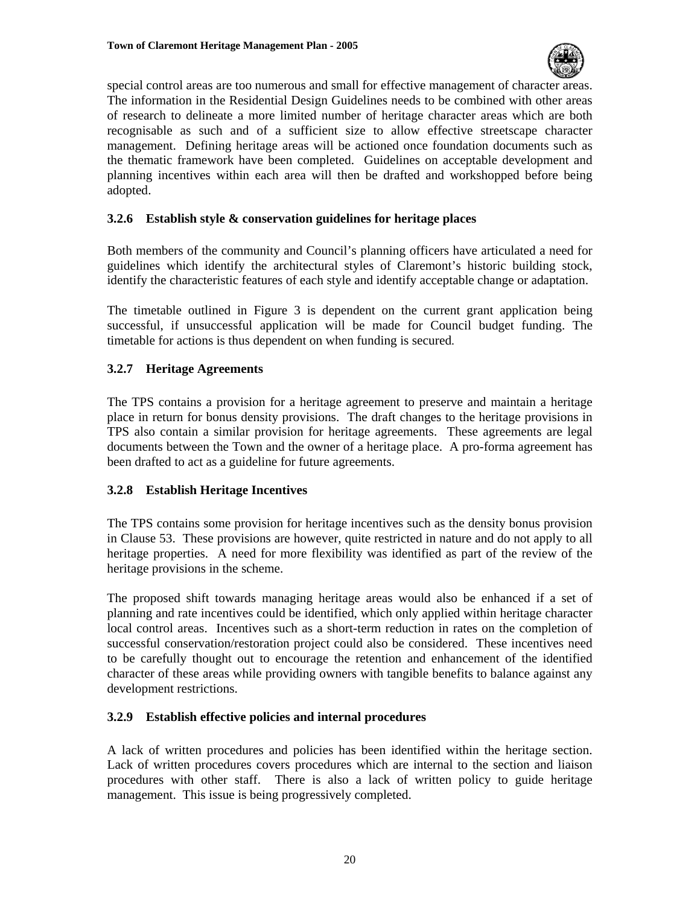special control areas are too numerous and small for effective management of character areas. The information in the Residential Design Guidelines needs to be combined with other areas of research to delineate a more limited number of heritage character areas which are both recognisable as such and of a sufficient size to allow effective streetscape character management. Defining heritage areas will be actioned once foundation documents such as the thematic framework have been completed. Guidelines on acceptable development and planning incentives within each area will then be drafted and workshopped before being adopted.

### 3.2.6 Establish style & conservation guidelines for heritage places

Both members of the community and Council's planning officers have articulated a need for guidelines which identify the architectural styles of Claremont's historic building stock, identify the characteristic features of each style and identify acceptable change or adaptation.

The timetable outlined in Figure 3 is dependent on the current grant application being successful, if unsuccessful application will be made for Council budget funding. The timetable for actions is thus dependent on when funding is secured.

### 3.2.7 Heritage Agreements

The TPS contains a provision for a heritage agreement to preserve and maintain a heritage place in return for bonus density provisions. The draft changes to the heritage provisions in TPS also contain a similar provision for heritage agreements. These agreements are legal documents between the Town and the owner of a heritage place. A pro-forma agreement has been drafted to act as a guideline for future agreements.

### 3.2.8 Establish Heritage Incentives

The TPS contains some provision for heritage incentives such as the density bonus provision in Clause 53. These provisions are however, quite restricted in nature and do not apply to all heritage properties. A need for more flexibility was identified as part of the review of the heritage provisions in the scheme.

The proposed shift towards managing heritage areas would also be enhanced if a set of planning and rate incentives could be identified, which only applied within heritage character local control areas. Incentives such as a short-term reduction in rates on the completion of successful conservation/restoration project could also be considered. These incentives need to be carefully thought out to encourage the retention and enhancement of the identified character of these areas while providing owners with tangible benefits to balance against any development restrictions.

### 3.2.9 Establish effective policies and internal procedures

A lack of written procedures and policies has been identified within the heritage section. Lack of written procedures covers procedures which are internal to the section and liaison procedures with other staff. There is also a lack of written policy to guide heritage management. This issue is being progressively completed.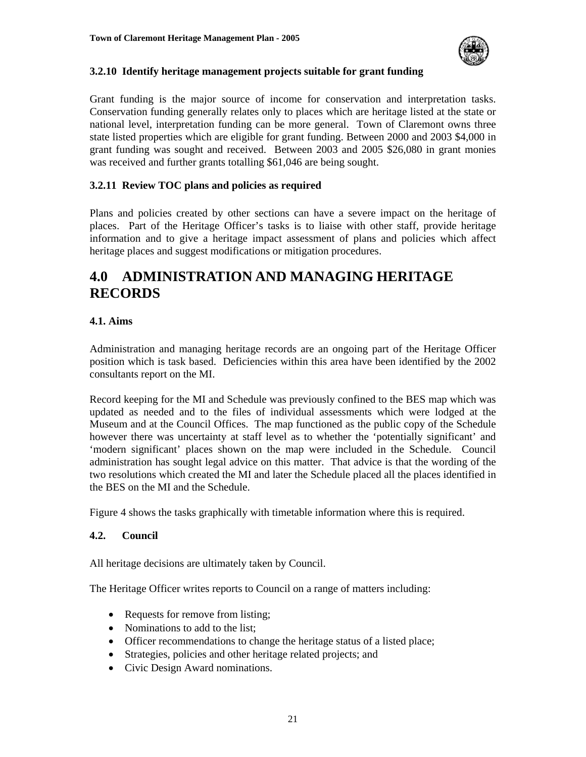### 3.2.10 Identify heritage management projects suitable for grant funding

Grant funding is the major source of income for conservation and interpretation tasks. Conservation funding generally relates only to places which are heritage listed at the state or national level, interpretation funding can be more general. Town of Claremont owns three state listed properties which are eligible for grant funding. Between 2000 and 2003 $4,000 in grant funding was sought and received. Between 2003 and 2005 $26,080 in grant monies was received and further grants totalling $61,046 are being sought.

### 3.2.11 Review TOC plans and policies as required

Plans and policies created by other sections can have a severe impact on the heritage of places. Part of the Heritage Officer's tasks is to liaise with other staff, provide heritage information and to give a heritage impact assessment of plans and policies which affect heritage places and suggest modifications or mitigation procedures.

# 4.0 ADMINISTRATION AND MANAGING HERITAGE RECORDS

### 4.1. Aims

Administration and managing heritage records are an ongoing part of the Heritage Officer position which is task based. Deficiencies within this area have been identified by the 2002 consultants report on the MI.

Record keeping for the MI and Schedule was previously confined to the BES map which was updated as needed and to the files of individual assessments which were lodged at the Museum and at the Council Offices. The map functioned as the public copy of the Schedule however there was uncertainty at staff level as to whether the 'potentially significant' and 'modern significant' places shown on the map were included in the Schedule. Council administration has sought legal advice on this matter. That advice is that the wording of the two resolutions which created the MI and later the Schedule placed all the places identified in the BES on the MI and the Schedule.

Figure 4 shows the tasks graphically with timetable information where this is required.

### 4.2. Council

All heritage decisions are ultimately taken by Council.

The Heritage Officer writes reports to Council on a range of matters including:

- Requests for remove from listing;
- Nominations to add to the list;
- Officer recommendations to change the heritage status of a listed place;
- Strategies, policies and other heritage related projects; and
- Civic Design Award nominations.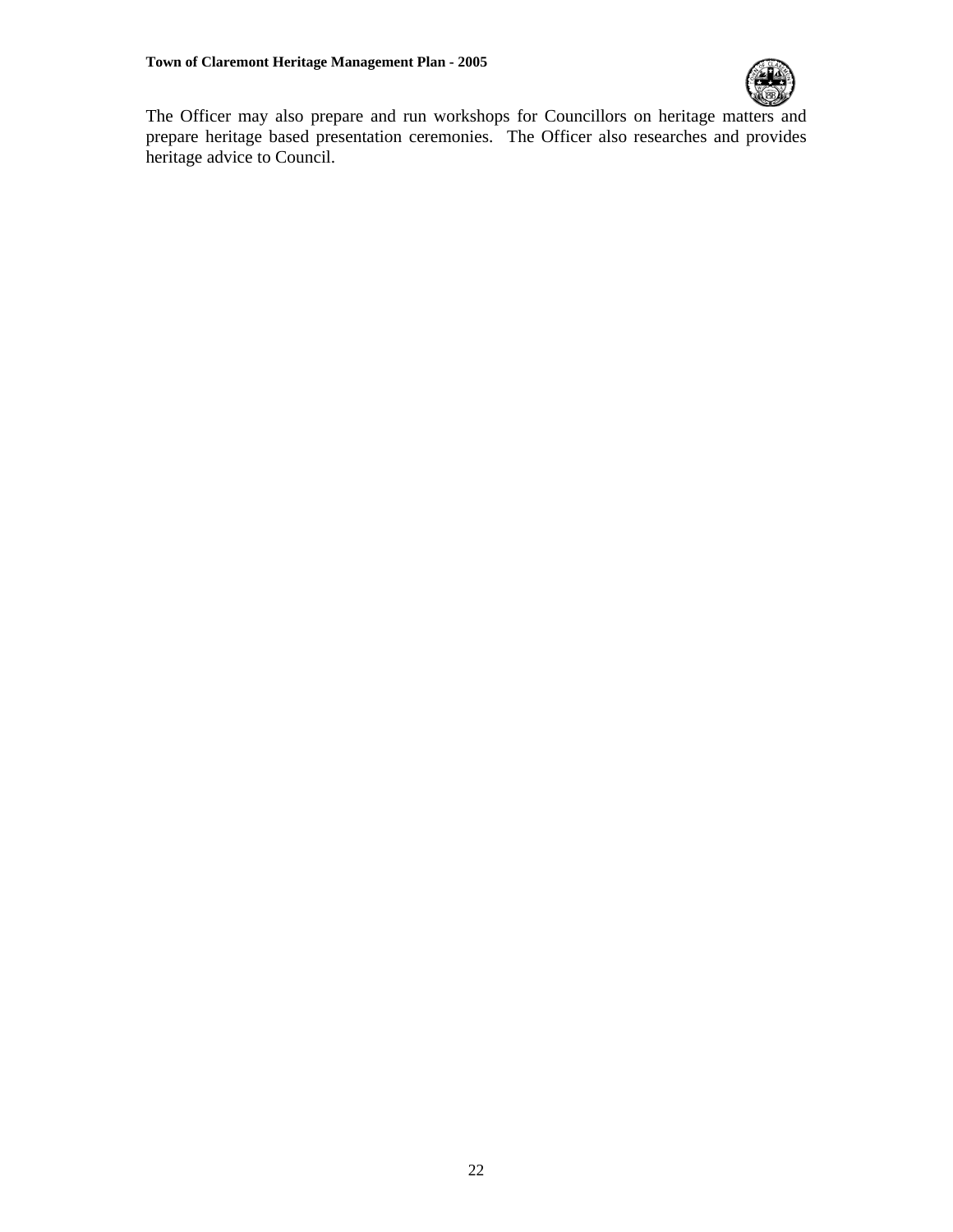The Officer may also prepare and run workshops for Councillors on heritage matters and prepare heritage based presentation ceremonies. The Officer also researches and provides heritage advice to Council.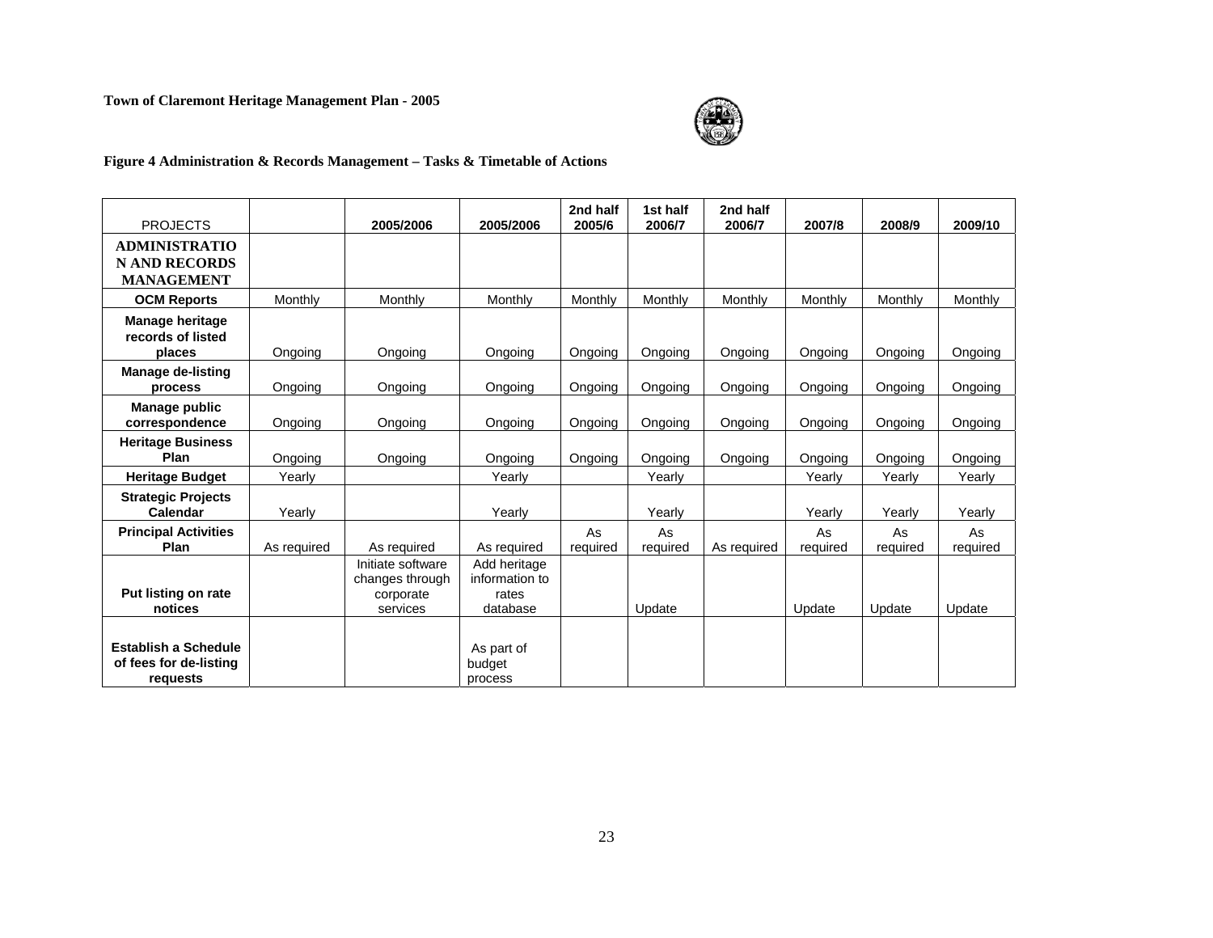**Town of Claremont Heritage Management Plan - 2005**

**Figure 4 Administration & Records Management – Tasks & Timetable of Actions**

| PROJECTS | | 2005/2006 | 2005/2006 | 2nd half 2005/6 | 1st half 2006/7 | 2nd half 2006/7 | 2007/8 | 2008/9 | 2009/10 |
|---|---|---|---|---|---|---|---|---|---|
| **ADMINISTRATION AND RECORDS MANAGEMENT** | | | | | | | | | |
| **OCM Reports** | Monthly | Monthly | Monthly | Monthly | Monthly | Monthly | Monthly | Monthly | Monthly |
| **Manage heritage records of listed places** | Ongoing | Ongoing | Ongoing | Ongoing | Ongoing | Ongoing | Ongoing | Ongoing | Ongoing |
| **Manage de-listing process** | Ongoing | Ongoing | Ongoing | Ongoing | Ongoing | Ongoing | Ongoing | Ongoing | Ongoing |
| **Manage public correspondence** | Ongoing | Ongoing | Ongoing | Ongoing | Ongoing | Ongoing | Ongoing | Ongoing | Ongoing |
| **Heritage Business Plan** | Ongoing | Ongoing | Ongoing | Ongoing | Ongoing | Ongoing | Ongoing | Ongoing | Ongoing |
| **Heritage Budget** | Yearly | | Yearly | | Yearly | | Yearly | Yearly | Yearly |
| **Strategic Projects Calendar** | Yearly | | Yearly | | Yearly | | Yearly | Yearly | Yearly |
| **Principal Activities Plan** | As required | As required | As required | As required | As required | As required | As required | As required | As required |
| **Put listing on rate notices** | | Initiate software changes through corporate services | Add heritage information to rates database | | Update | | Update | Update | Update |
| **Establish a Schedule of fees for de-listing requests** | | | As part of budget process | | | | | | |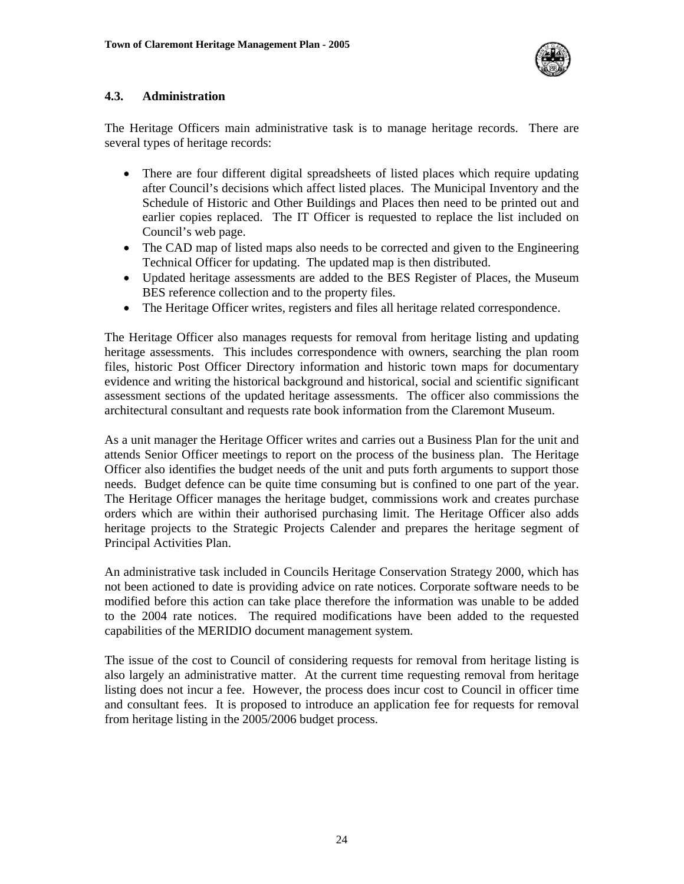## 4.3. Administration

The Heritage Officers main administrative task is to manage heritage records. There are several types of heritage records:

- There are four different digital spreadsheets of listed places which require updating after Council's decisions which affect listed places. The Municipal Inventory and the Schedule of Historic and Other Buildings and Places then need to be printed out and earlier copies replaced. The IT Officer is requested to replace the list included on Council's web page.
- The CAD map of listed maps also needs to be corrected and given to the Engineering Technical Officer for updating. The updated map is then distributed.
- Updated heritage assessments are added to the BES Register of Places, the Museum BES reference collection and to the property files.
- The Heritage Officer writes, registers and files all heritage related correspondence.

The Heritage Officer also manages requests for removal from heritage listing and updating heritage assessments. This includes correspondence with owners, searching the plan room files, historic Post Officer Directory information and historic town maps for documentary evidence and writing the historical background and historical, social and scientific significant assessment sections of the updated heritage assessments. The officer also commissions the architectural consultant and requests rate book information from the Claremont Museum.

As a unit manager the Heritage Officer writes and carries out a Business Plan for the unit and attends Senior Officer meetings to report on the process of the business plan. The Heritage Officer also identifies the budget needs of the unit and puts forth arguments to support those needs. Budget defence can be quite time consuming but is confined to one part of the year. The Heritage Officer manages the heritage budget, commissions work and creates purchase orders which are within their authorised purchasing limit. The Heritage Officer also adds heritage projects to the Strategic Projects Calender and prepares the heritage segment of Principal Activities Plan.

An administrative task included in Councils Heritage Conservation Strategy 2000, which has not been actioned to date is providing advice on rate notices. Corporate software needs to be modified before this action can take place therefore the information was unable to be added to the 2004 rate notices. The required modifications have been added to the requested capabilities of the MERIDIO document management system.

The issue of the cost to Council of considering requests for removal from heritage listing is also largely an administrative matter. At the current time requesting removal from heritage listing does not incur a fee. However, the process does incur cost to Council in officer time and consultant fees. It is proposed to introduce an application fee for requests for removal from heritage listing in the 2005/2006 budget process.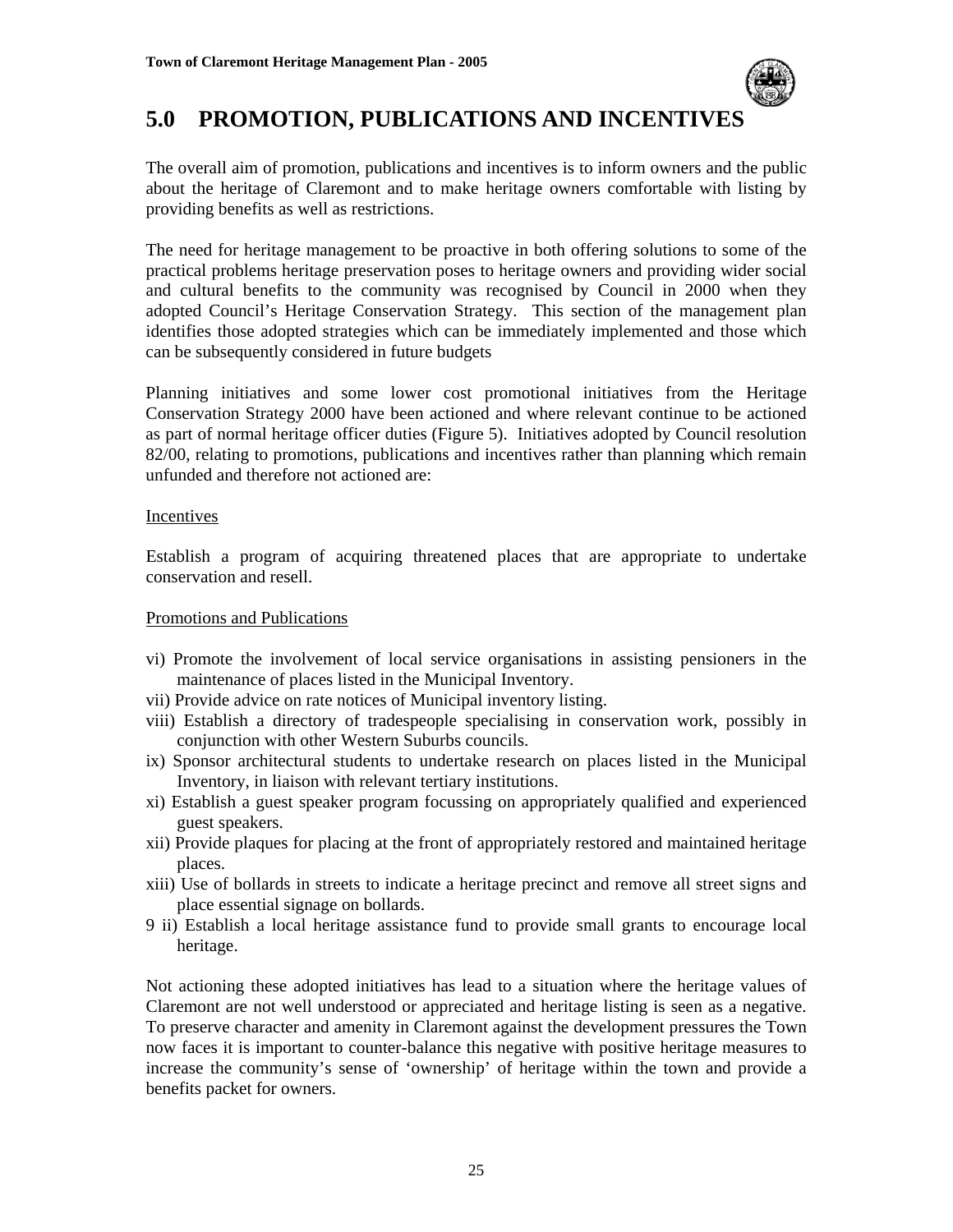# 5.0 PROMOTION, PUBLICATIONS AND INCENTIVES

The overall aim of promotion, publications and incentives is to inform owners and the public about the heritage of Claremont and to make heritage owners comfortable with listing by providing benefits as well as restrictions.

The need for heritage management to be proactive in both offering solutions to some of the practical problems heritage preservation poses to heritage owners and providing wider social and cultural benefits to the community was recognised by Council in 2000 when they adopted Council's Heritage Conservation Strategy. This section of the management plan identifies those adopted strategies which can be immediately implemented and those which can be subsequently considered in future budgets

Planning initiatives and some lower cost promotional initiatives from the Heritage Conservation Strategy 2000 have been actioned and where relevant continue to be actioned as part of normal heritage officer duties (Figure 5). Initiatives adopted by Council resolution 82/00, relating to promotions, publications and incentives rather than planning which remain unfunded and therefore not actioned are:

<u>Incentives</u>

Establish a program of acquiring threatened places that are appropriate to undertake conservation and resell.

<u>Promotions and Publications</u>

vi) Promote the involvement of local service organisations in assisting pensioners in the maintenance of places listed in the Municipal Inventory.
vii) Provide advice on rate notices of Municipal inventory listing.
viii) Establish a directory of tradespeople specialising in conservation work, possibly in conjunction with other Western Suburbs councils.
ix) Sponsor architectural students to undertake research on places listed in the Municipal Inventory, in liaison with relevant tertiary institutions.
xi) Establish a guest speaker program focussing on appropriately qualified and experienced guest speakers.
xii) Provide plaques for placing at the front of appropriately restored and maintained heritage places.
xiii) Use of bollards in streets to indicate a heritage precinct and remove all street signs and place essential signage on bollards.
9 ii) Establish a local heritage assistance fund to provide small grants to encourage local heritage.

Not actioning these adopted initiatives has lead to a situation where the heritage values of Claremont are not well understood or appreciated and heritage listing is seen as a negative. To preserve character and amenity in Claremont against the development pressures the Town now faces it is important to counter-balance this negative with positive heritage measures to increase the community's sense of 'ownership' of heritage within the town and provide a benefits packet for owners.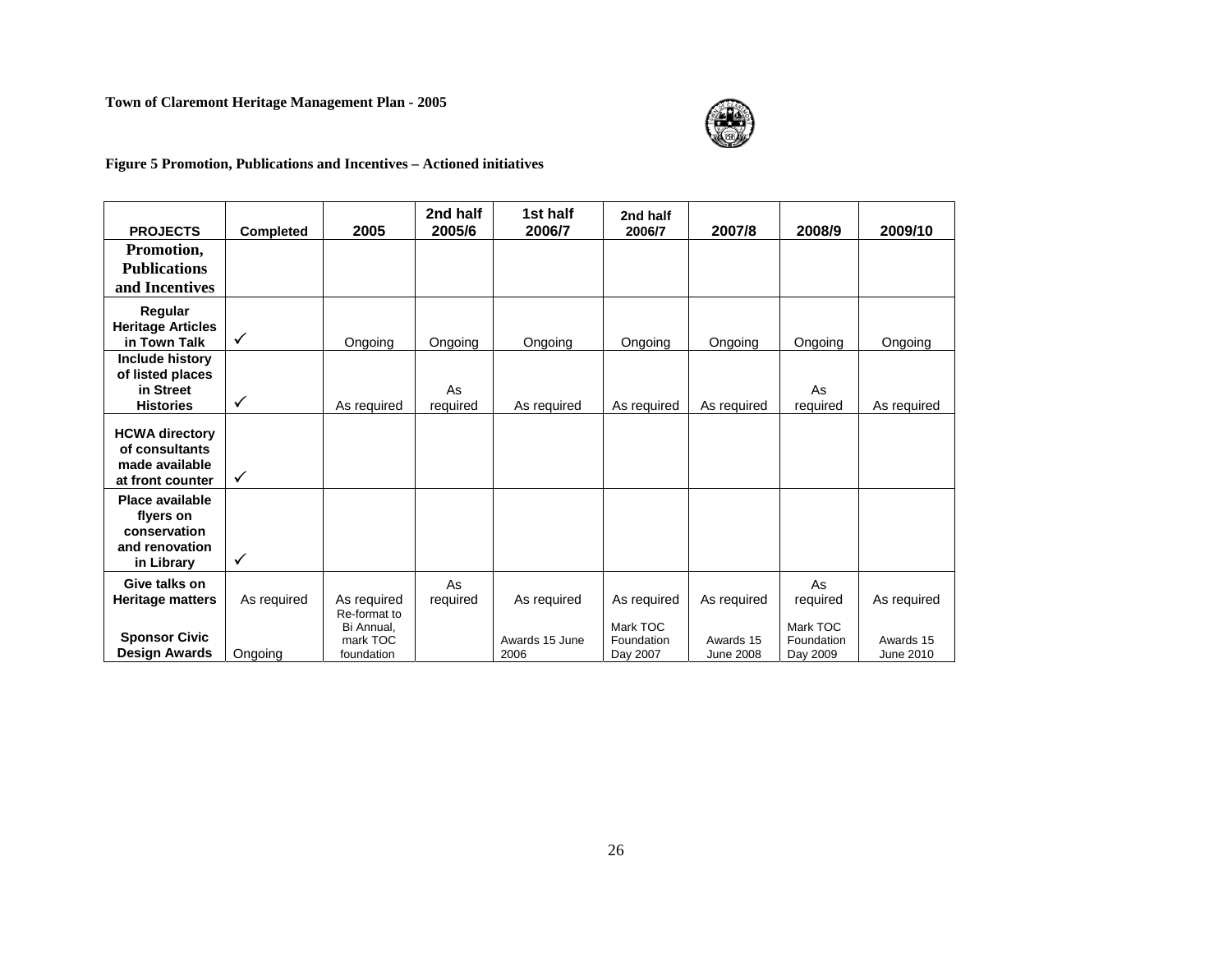**Figure 5 Promotion, Publications and Incentives – Actioned initiatives**

| PROJECTS | Completed | 2005 | 2nd half 2005/6 | 1st half 2006/7 | 2nd half 2006/7 | 2007/8 | 2008/9 | 2009/10 |
|---|---|---|---|---|---|---|---|---|
| **Promotion, Publications and Incentives** | | | | | | | | |
| **Regular Heritage Articles in Town Talk** | ✓ | Ongoing | Ongoing | Ongoing | Ongoing | Ongoing | Ongoing | Ongoing |
| **Include history of listed places in Street Histories** | ✓ | As required | As required | As required | As required | As required | As required | As required |
| **HCWA directory of consultants made available at front counter** | ✓ | | | | | | | |
| **Place available flyers on conservation and renovation in Library** | ✓ | | | | | | | |
| **Give talks on Heritage matters** | As required | As required | As required | As required | As required | As required | As required | As required |
| **Sponsor Civic Design Awards** | Ongoing | Re-format to Bi Annual, mark TOC foundation | | Awards 15 June 2006 | Mark TOC Foundation Day 2007 | Awards 15 June 2008 | Mark TOC Foundation Day 2009 | Awards 15 June 2010 |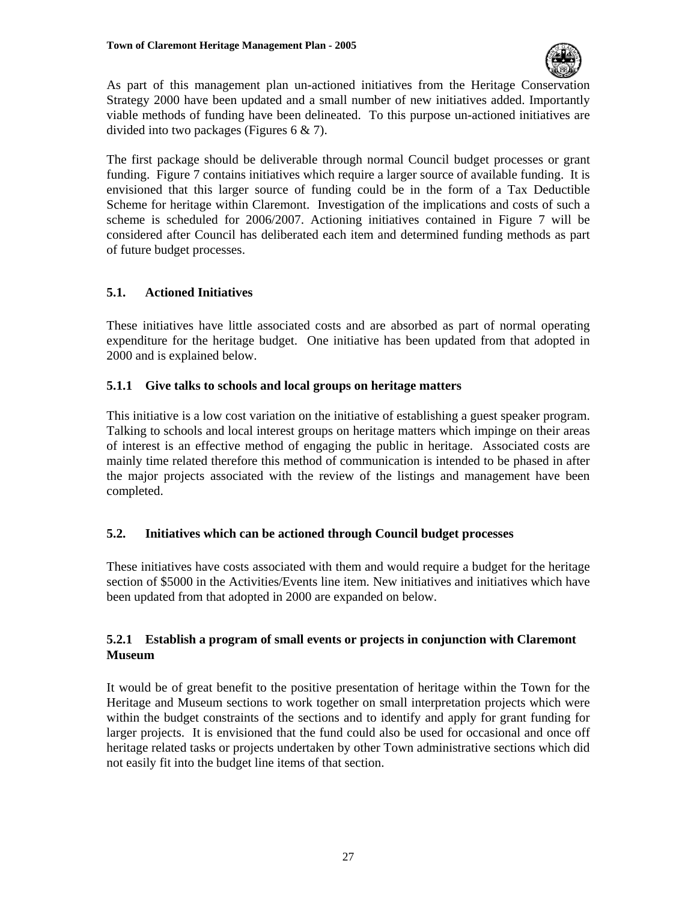As part of this management plan un-actioned initiatives from the Heritage Conservation Strategy 2000 have been updated and a small number of new initiatives added. Importantly viable methods of funding have been delineated. To this purpose un-actioned initiatives are divided into two packages (Figures 6 & 7).

The first package should be deliverable through normal Council budget processes or grant funding. Figure 7 contains initiatives which require a larger source of available funding. It is envisioned that this larger source of funding could be in the form of a Tax Deductible Scheme for heritage within Claremont. Investigation of the implications and costs of such a scheme is scheduled for 2006/2007. Actioning initiatives contained in Figure 7 will be considered after Council has deliberated each item and determined funding methods as part of future budget processes.

## 5.1. Actioned Initiatives

These initiatives have little associated costs and are absorbed as part of normal operating expenditure for the heritage budget. One initiative has been updated from that adopted in 2000 and is explained below.

### 5.1.1 Give talks to schools and local groups on heritage matters

This initiative is a low cost variation on the initiative of establishing a guest speaker program. Talking to schools and local interest groups on heritage matters which impinge on their areas of interest is an effective method of engaging the public in heritage. Associated costs are mainly time related therefore this method of communication is intended to be phased in after the major projects associated with the review of the listings and management have been completed.

## 5.2. Initiatives which can be actioned through Council budget processes

These initiatives have costs associated with them and would require a budget for the heritage section of $5000 in the Activities/Events line item. New initiatives and initiatives which have been updated from that adopted in 2000 are expanded on below.

### 5.2.1 Establish a program of small events or projects in conjunction with Claremont Museum

It would be of great benefit to the positive presentation of heritage within the Town for the Heritage and Museum sections to work together on small interpretation projects which were within the budget constraints of the sections and to identify and apply for grant funding for larger projects. It is envisioned that the fund could also be used for occasional and once off heritage related tasks or projects undertaken by other Town administrative sections which did not easily fit into the budget line items of that section.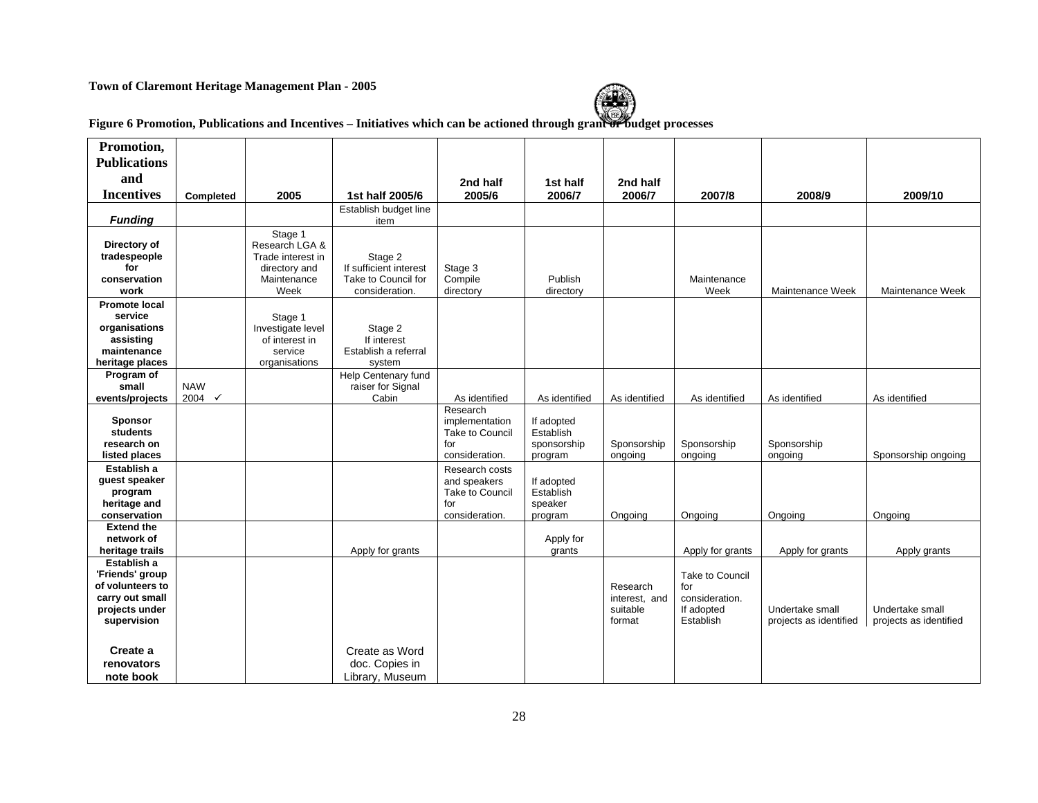**Town of Claremont Heritage Management Plan - 2005**

**Figure 6 Promotion, Publications and Incentives – Initiatives which can be actioned through grant or budget processes**

| Promotion, Publications and Incentives | Completed | 2005 | 1st half 2005/6 | 2nd half 2005/6 | 1st half 2006/7 | 2nd half 2006/7 | 2007/8 | 2008/9 | 2009/10 |
|---|---|---|---|---|---|---|---|---|---|
| ***Funding*** | | | Establish budget line item | | | | | | |
| **Directory of tradespeople for conservation work** | | Stage 1 Research LGA & Trade interest in directory and Maintenance Week | Stage 2 If sufficient interest Take to Council for consideration. | Stage 3 Compile directory | Publish directory | | Maintenance Week | Maintenance Week | Maintenance Week |
| **Promote local service organisations assisting maintenance heritage places** | | Stage 1 Investigate level of interest in service organisations | Stage 2 If interest Establish a referral system | | | | | | |
| **Program of small events/projects** | NAW 2004 ✓ | | Help Centenary fund raiser for Signal Cabin | As identified | As identified | As identified | As identified | As identified | As identified |
| **Sponsor students research on listed places** | | | | Research implementation Take to Council for consideration. | If adopted Establish sponsorship program | Sponsorship ongoing | Sponsorship ongoing | Sponsorship ongoing | Sponsorship ongoing |
| **Establish a guest speaker program heritage and conservation** | | | | Research costs and speakers Take to Council for consideration. | If adopted Establish speaker program | Ongoing | Ongoing | Ongoing | Ongoing |
| **Extend the network of heritage trails** | | | Apply for grants | | Apply for grants | | Apply for grants | Apply for grants | Apply grants |
| **Establish a 'Friends' group of volunteers to carry out small projects under supervision** | | | | | | Research interest, and suitable format | Take to Council for consideration. If adopted Establish | Undertake small projects as identified | Undertake small projects as identified |
| **Create a renovators note book** | | | Create as Word doc. Copies in Library, Museum | | | | | | |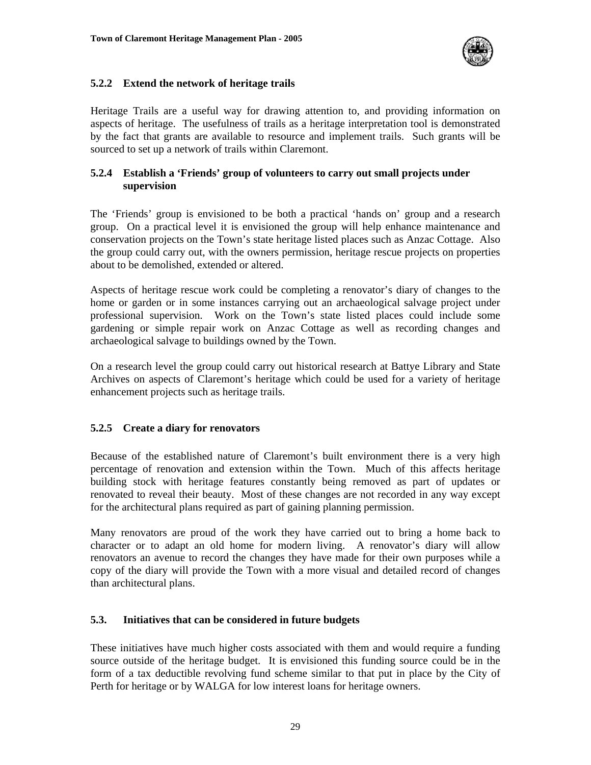### 5.2.2 Extend the network of heritage trails

Heritage Trails are a useful way for drawing attention to, and providing information on aspects of heritage. The usefulness of trails as a heritage interpretation tool is demonstrated by the fact that grants are available to resource and implement trails. Such grants will be sourced to set up a network of trails within Claremont.

### 5.2.4 Establish a 'Friends' group of volunteers to carry out small projects under supervision

The 'Friends' group is envisioned to be both a practical 'hands on' group and a research group. On a practical level it is envisioned the group will help enhance maintenance and conservation projects on the Town's state heritage listed places such as Anzac Cottage. Also the group could carry out, with the owners permission, heritage rescue projects on properties about to be demolished, extended or altered.

Aspects of heritage rescue work could be completing a renovator's diary of changes to the home or garden or in some instances carrying out an archaeological salvage project under professional supervision. Work on the Town's state listed places could include some gardening or simple repair work on Anzac Cottage as well as recording changes and archaeological salvage to buildings owned by the Town.

On a research level the group could carry out historical research at Battye Library and State Archives on aspects of Claremont's heritage which could be used for a variety of heritage enhancement projects such as heritage trails.

### 5.2.5 Create a diary for renovators

Because of the established nature of Claremont's built environment there is a very high percentage of renovation and extension within the Town. Much of this affects heritage building stock with heritage features constantly being removed as part of updates or renovated to reveal their beauty. Most of these changes are not recorded in any way except for the architectural plans required as part of gaining planning permission.

Many renovators are proud of the work they have carried out to bring a home back to character or to adapt an old home for modern living. A renovator's diary will allow renovators an avenue to record the changes they have made for their own purposes while a copy of the diary will provide the Town with a more visual and detailed record of changes than architectural plans.

## 5.3. Initiatives that can be considered in future budgets

These initiatives have much higher costs associated with them and would require a funding source outside of the heritage budget. It is envisioned this funding source could be in the form of a tax deductible revolving fund scheme similar to that put in place by the City of Perth for heritage or by WALGA for low interest loans for heritage owners.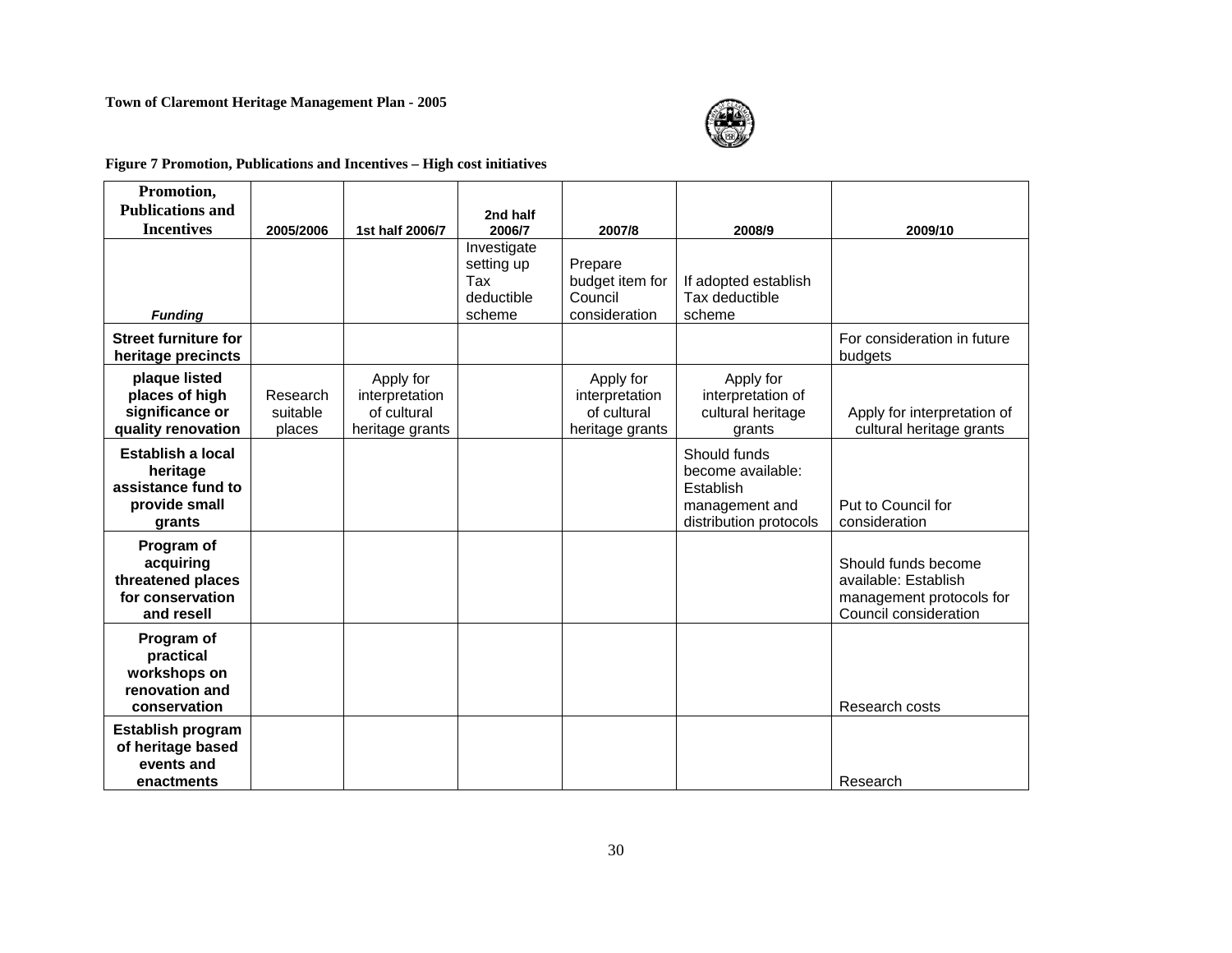**Figure 7 Promotion, Publications and Incentives – High cost initiatives**

| Promotion, Publications and Incentives | 2005/2006 | 1st half 2006/7 | 2nd half 2006/7 | 2007/8 | 2008/9 | 2009/10 |
|---|---|---|---|---|---|---|
| ***Funding*** | | | Investigate setting up Tax deductible scheme | Prepare budget item for Council consideration | If adopted establish Tax deductible scheme | |
| **Street furniture for heritage precincts** | | | | | | For consideration in future budgets |
| **plaque listed places of high significance or quality renovation** | Research suitable places | Apply for interpretation of cultural heritage grants | | Apply for interpretation of cultural heritage grants | Apply for interpretation of cultural heritage grants | Apply for interpretation of cultural heritage grants |
| **Establish a local heritage assistance fund to provide small grants** | | | | | Should funds become available: Establish management and distribution protocols | Put to Council for consideration |
| **Program of acquiring threatened places for conservation and resell** | | | | | | Should funds become available: Establish management protocols for Council consideration |
| **Program of practical workshops on renovation and conservation** | | | | | | Research costs |
| **Establish program of heritage based events and enactments** | | | | | | Research |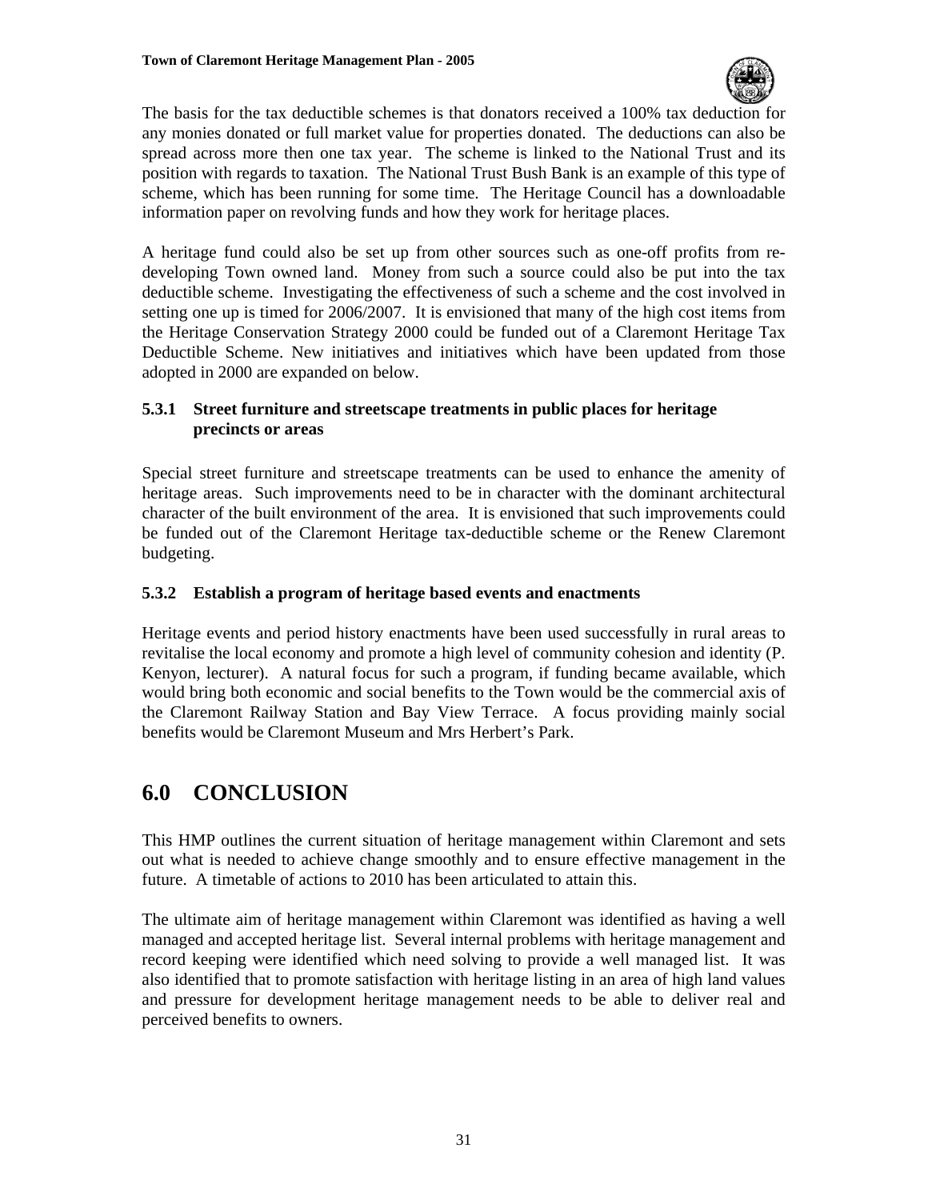The basis for the tax deductible schemes is that donators received a 100% tax deduction for any monies donated or full market value for properties donated. The deductions can also be spread across more then one tax year. The scheme is linked to the National Trust and its position with regards to taxation. The National Trust Bush Bank is an example of this type of scheme, which has been running for some time. The Heritage Council has a downloadable information paper on revolving funds and how they work for heritage places.

A heritage fund could also be set up from other sources such as one-off profits from re-developing Town owned land. Money from such a source could also be put into the tax deductible scheme. Investigating the effectiveness of such a scheme and the cost involved in setting one up is timed for 2006/2007. It is envisioned that many of the high cost items from the Heritage Conservation Strategy 2000 could be funded out of a Claremont Heritage Tax Deductible Scheme. New initiatives and initiatives which have been updated from those adopted in 2000 are expanded on below.

### 5.3.1 Street furniture and streetscape treatments in public places for heritage precincts or areas

Special street furniture and streetscape treatments can be used to enhance the amenity of heritage areas. Such improvements need to be in character with the dominant architectural character of the built environment of the area. It is envisioned that such improvements could be funded out of the Claremont Heritage tax-deductible scheme or the Renew Claremont budgeting.

### 5.3.2 Establish a program of heritage based events and enactments

Heritage events and period history enactments have been used successfully in rural areas to revitalise the local economy and promote a high level of community cohesion and identity (P. Kenyon, lecturer). A natural focus for such a program, if funding became available, which would bring both economic and social benefits to the Town would be the commercial axis of the Claremont Railway Station and Bay View Terrace. A focus providing mainly social benefits would be Claremont Museum and Mrs Herbert's Park.

# 6.0 CONCLUSION

This HMP outlines the current situation of heritage management within Claremont and sets out what is needed to achieve change smoothly and to ensure effective management in the future. A timetable of actions to 2010 has been articulated to attain this.

The ultimate aim of heritage management within Claremont was identified as having a well managed and accepted heritage list. Several internal problems with heritage management and record keeping were identified which need solving to provide a well managed list. It was also identified that to promote satisfaction with heritage listing in an area of high land values and pressure for development heritage management needs to be able to deliver real and perceived benefits to owners.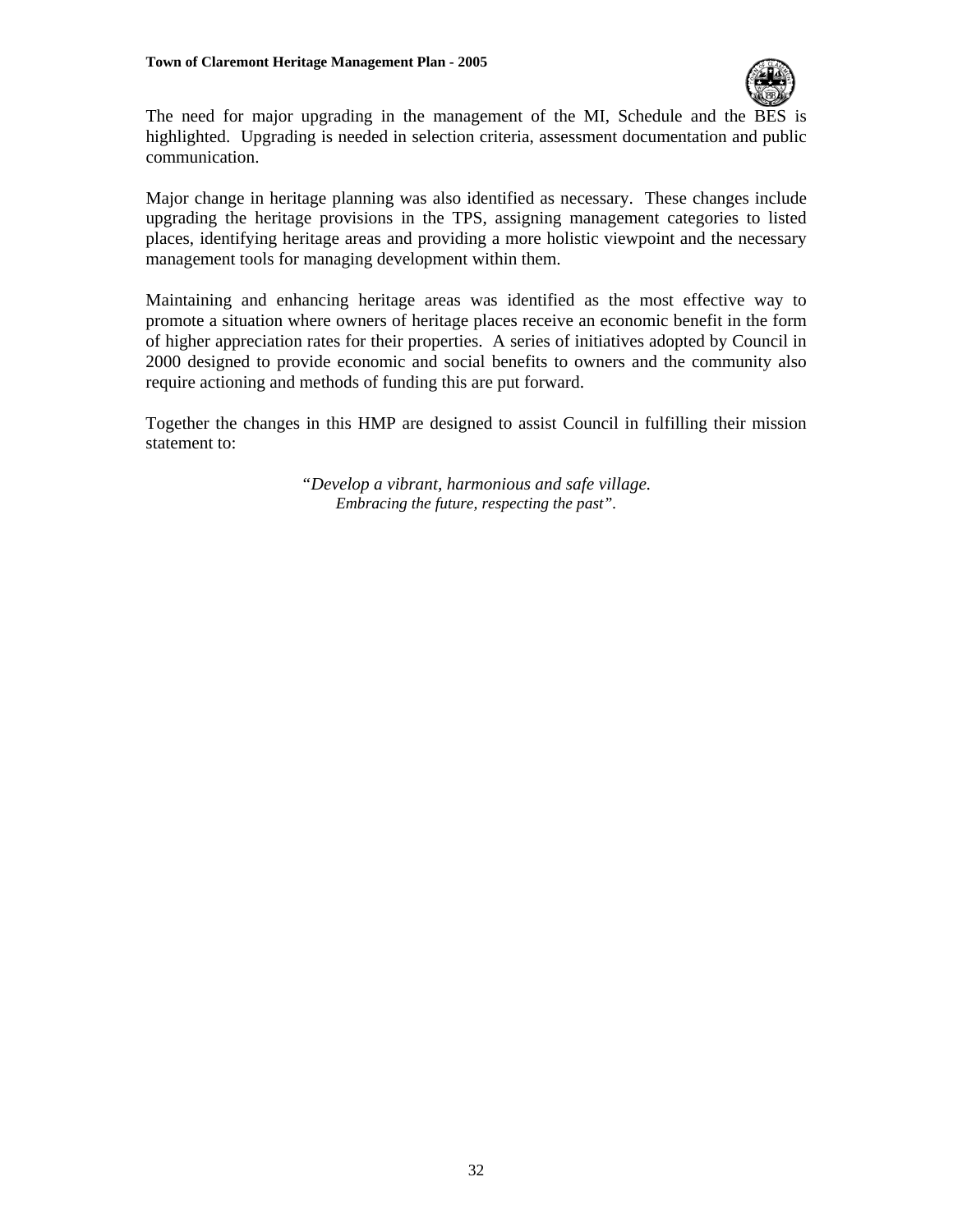The need for major upgrading in the management of the MI, Schedule and the BES is highlighted. Upgrading is needed in selection criteria, assessment documentation and public communication.

Major change in heritage planning was also identified as necessary. These changes include upgrading the heritage provisions in the TPS, assigning management categories to listed places, identifying heritage areas and providing a more holistic viewpoint and the necessary management tools for managing development within them.

Maintaining and enhancing heritage areas was identified as the most effective way to promote a situation where owners of heritage places receive an economic benefit in the form of higher appreciation rates for their properties. A series of initiatives adopted by Council in 2000 designed to provide economic and social benefits to owners and the community also require actioning and methods of funding this are put forward.

Together the changes in this HMP are designed to assist Council in fulfilling their mission statement to:

*"Develop a vibrant, harmonious and safe village.*
*Embracing the future, respecting the past".*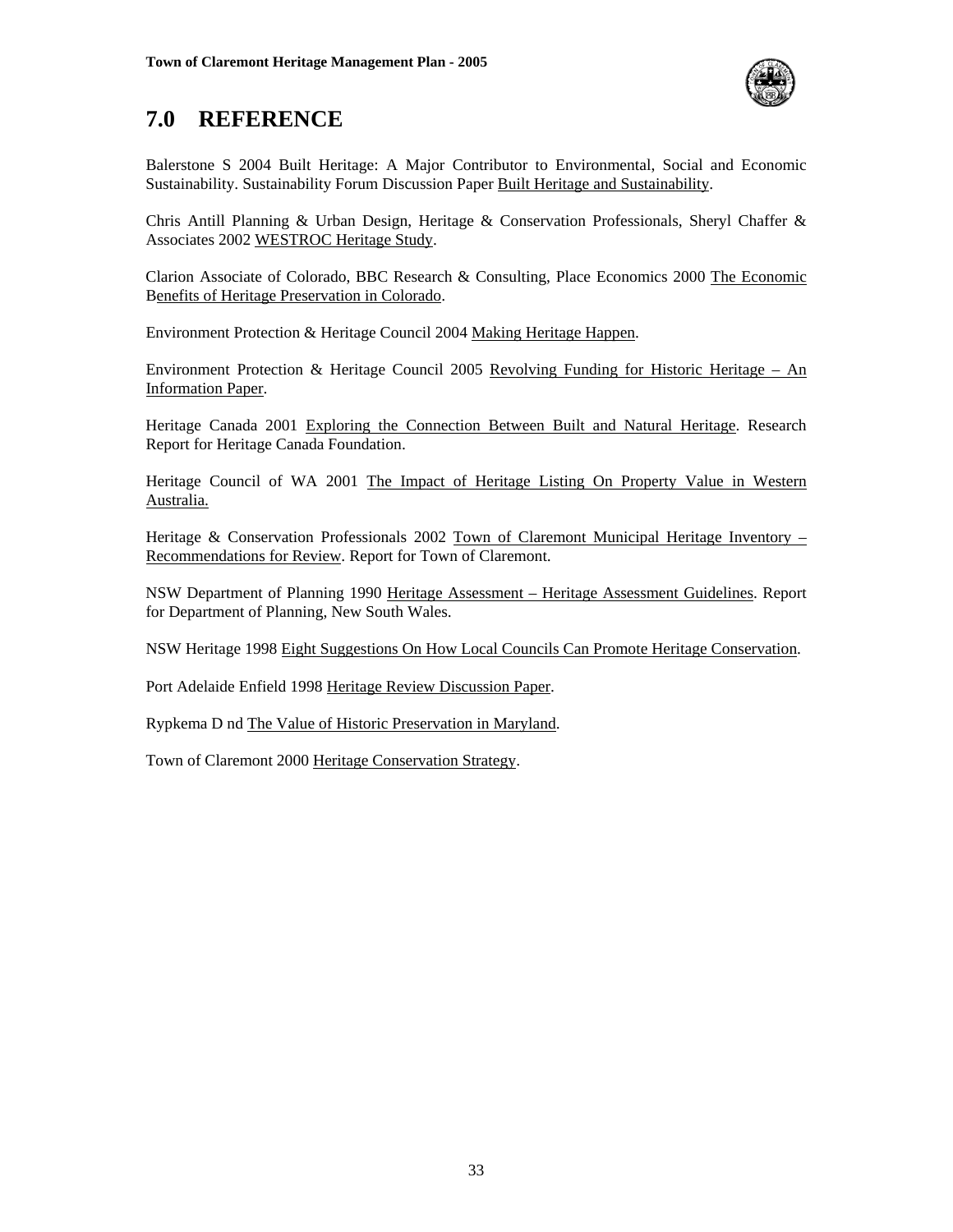# 7.0 REFERENCE

Balerstone S 2004 Built Heritage: A Major Contributor to Environmental, Social and Economic Sustainability. Sustainability Forum Discussion Paper Built Heritage and Sustainability.

Chris Antill Planning & Urban Design, Heritage & Conservation Professionals, Sheryl Chaffer & Associates 2002 WESTROC Heritage Study.

Clarion Associate of Colorado, BBC Research & Consulting, Place Economics 2000 The Economic Benefits of Heritage Preservation in Colorado.

Environment Protection & Heritage Council 2004 Making Heritage Happen.

Environment Protection & Heritage Council 2005 Revolving Funding for Historic Heritage – An Information Paper.

Heritage Canada 2001 Exploring the Connection Between Built and Natural Heritage. Research Report for Heritage Canada Foundation.

Heritage Council of WA 2001 The Impact of Heritage Listing On Property Value in Western Australia.

Heritage & Conservation Professionals 2002 Town of Claremont Municipal Heritage Inventory – Recommendations for Review. Report for Town of Claremont.

NSW Department of Planning 1990 Heritage Assessment – Heritage Assessment Guidelines. Report for Department of Planning, New South Wales.

NSW Heritage 1998 Eight Suggestions On How Local Councils Can Promote Heritage Conservation.

Port Adelaide Enfield 1998 Heritage Review Discussion Paper.

Rypkema D nd The Value of Historic Preservation in Maryland.

Town of Claremont 2000 Heritage Conservation Strategy.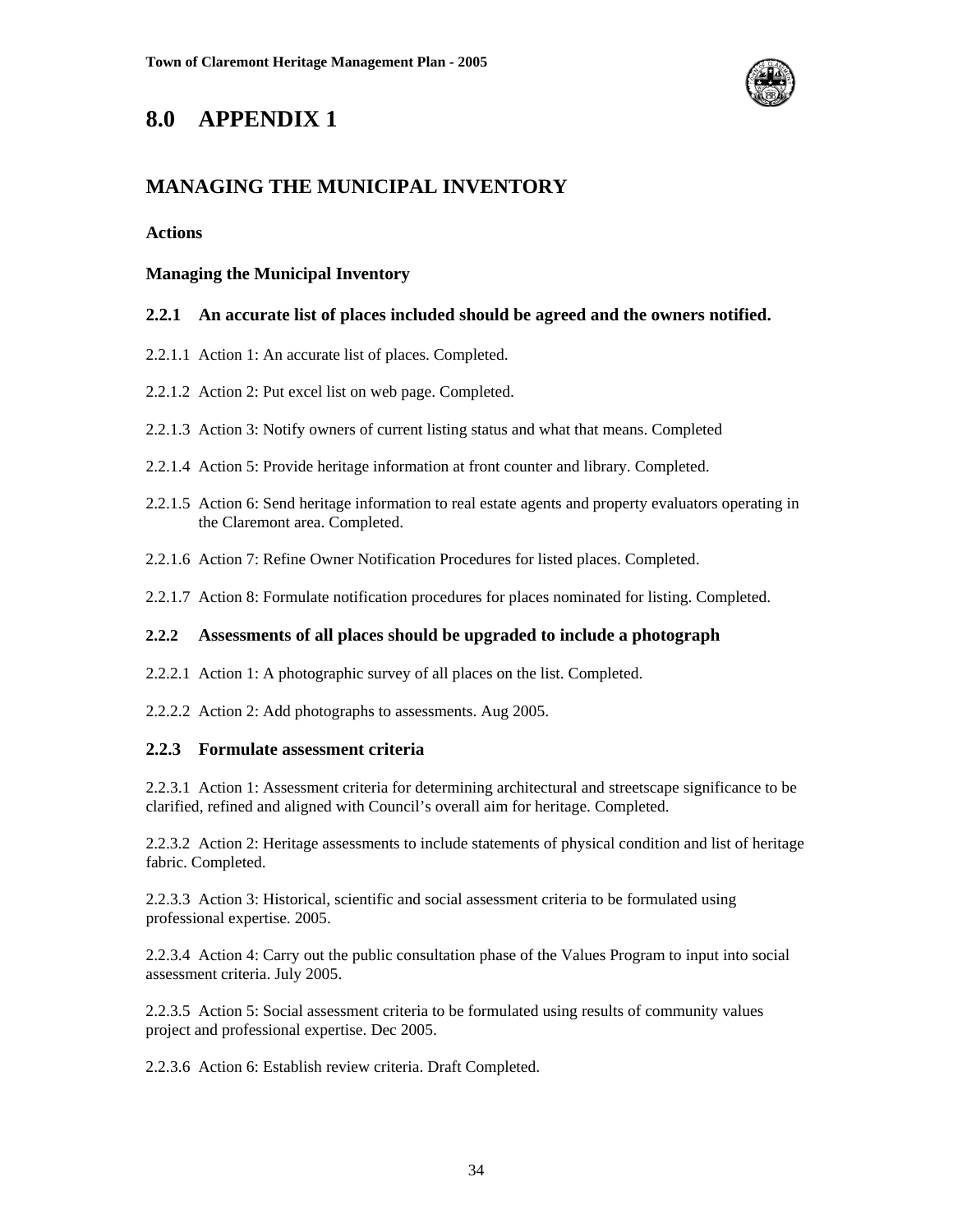# 8.0 APPENDIX 1

## MANAGING THE MUNICIPAL INVENTORY

**Actions**

**Managing the Municipal Inventory**

### 2.2.1 An accurate list of places included should be agreed and the owners notified.

2.2.1.1 Action 1: An accurate list of places. Completed.

2.2.1.2 Action 2: Put excel list on web page. Completed.

2.2.1.3 Action 3: Notify owners of current listing status and what that means. Completed

2.2.1.4 Action 5: Provide heritage information at front counter and library. Completed.

2.2.1.5 Action 6: Send heritage information to real estate agents and property evaluators operating in the Claremont area. Completed.

2.2.1.6 Action 7: Refine Owner Notification Procedures for listed places. Completed.

2.2.1.7 Action 8: Formulate notification procedures for places nominated for listing. Completed.

### 2.2.2 Assessments of all places should be upgraded to include a photograph

2.2.2.1 Action 1: A photographic survey of all places on the list. Completed.

2.2.2.2 Action 2: Add photographs to assessments. Aug 2005.

### 2.2.3 Formulate assessment criteria

2.2.3.1 Action 1: Assessment criteria for determining architectural and streetscape significance to be clarified, refined and aligned with Council's overall aim for heritage. Completed.

2.2.3.2 Action 2: Heritage assessments to include statements of physical condition and list of heritage fabric. Completed.

2.2.3.3 Action 3: Historical, scientific and social assessment criteria to be formulated using professional expertise. 2005.

2.2.3.4 Action 4: Carry out the public consultation phase of the Values Program to input into social assessment criteria. July 2005.

2.2.3.5 Action 5: Social assessment criteria to be formulated using results of community values project and professional expertise. Dec 2005.

2.2.3.6 Action 6: Establish review criteria. Draft Completed.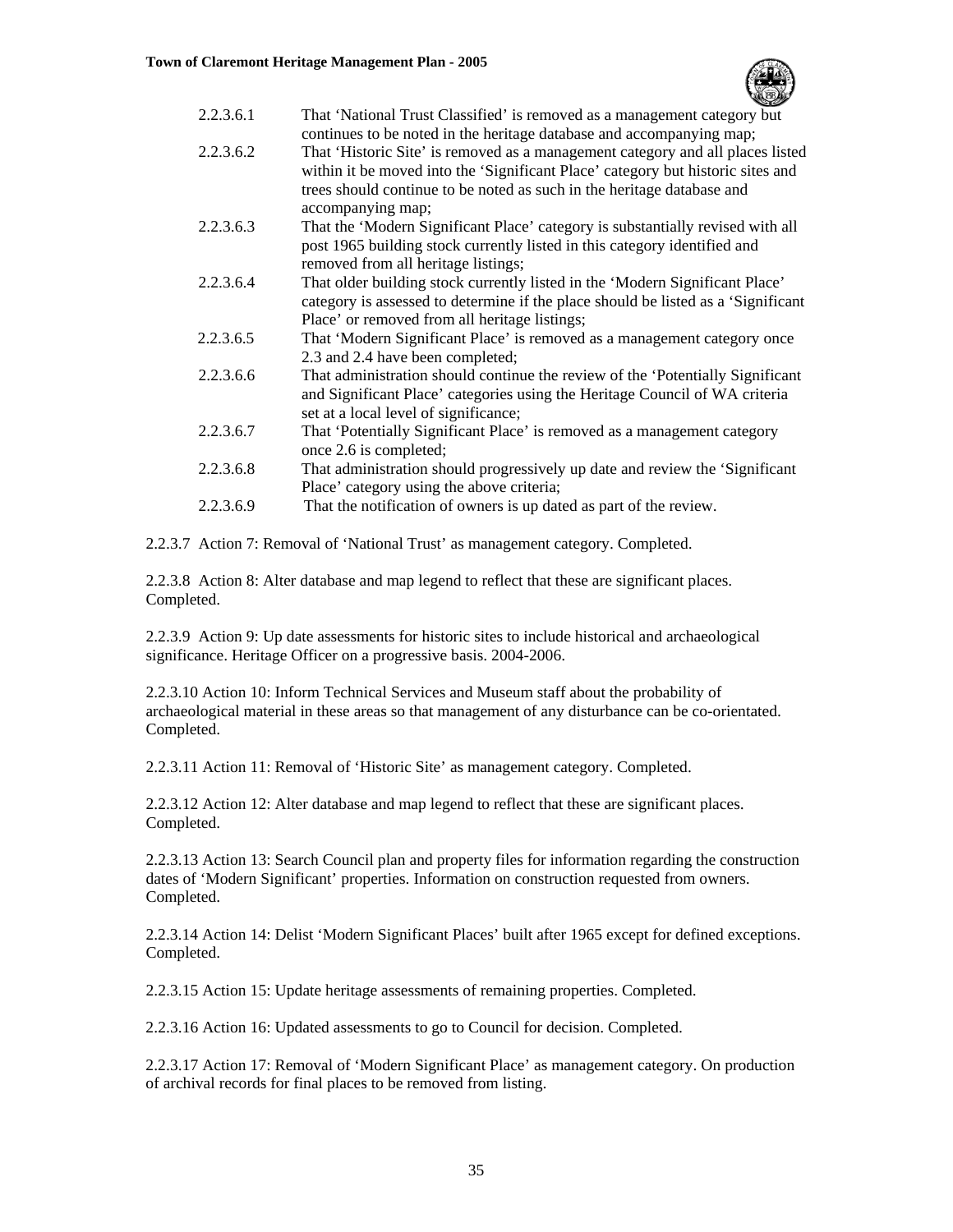2.2.3.6.1 That 'National Trust Classified' is removed as a management category but continues to be noted in the heritage database and accompanying map;

2.2.3.6.2 That 'Historic Site' is removed as a management category and all places listed within it be moved into the 'Significant Place' category but historic sites and trees should continue to be noted as such in the heritage database and accompanying map;

2.2.3.6.3 That the 'Modern Significant Place' category is substantially revised with all post 1965 building stock currently listed in this category identified and removed from all heritage listings;

2.2.3.6.4 That older building stock currently listed in the 'Modern Significant Place' category is assessed to determine if the place should be listed as a 'Significant Place' or removed from all heritage listings;

2.2.3.6.5 That 'Modern Significant Place' is removed as a management category once 2.3 and 2.4 have been completed;

2.2.3.6.6 That administration should continue the review of the 'Potentially Significant and Significant Place' categories using the Heritage Council of WA criteria set at a local level of significance;

2.2.3.6.7 That 'Potentially Significant Place' is removed as a management category once 2.6 is completed;

2.2.3.6.8 That administration should progressively up date and review the 'Significant Place' category using the above criteria;

2.2.3.6.9 That the notification of owners is up dated as part of the review.

2.2.3.7 Action 7: Removal of 'National Trust' as management category. Completed.

2.2.3.8 Action 8: Alter database and map legend to reflect that these are significant places. Completed.

2.2.3.9 Action 9: Up date assessments for historic sites to include historical and archaeological significance. Heritage Officer on a progressive basis. 2004-2006.

2.2.3.10 Action 10: Inform Technical Services and Museum staff about the probability of archaeological material in these areas so that management of any disturbance can be co-orientated. Completed.

2.2.3.11 Action 11: Removal of 'Historic Site' as management category. Completed.

2.2.3.12 Action 12: Alter database and map legend to reflect that these are significant places. Completed.

2.2.3.13 Action 13: Search Council plan and property files for information regarding the construction dates of 'Modern Significant' properties. Information on construction requested from owners. Completed.

2.2.3.14 Action 14: Delist 'Modern Significant Places' built after 1965 except for defined exceptions. Completed.

2.2.3.15 Action 15: Update heritage assessments of remaining properties. Completed.

2.2.3.16 Action 16: Updated assessments to go to Council for decision. Completed.

2.2.3.17 Action 17: Removal of 'Modern Significant Place' as management category. On production of archival records for final places to be removed from listing.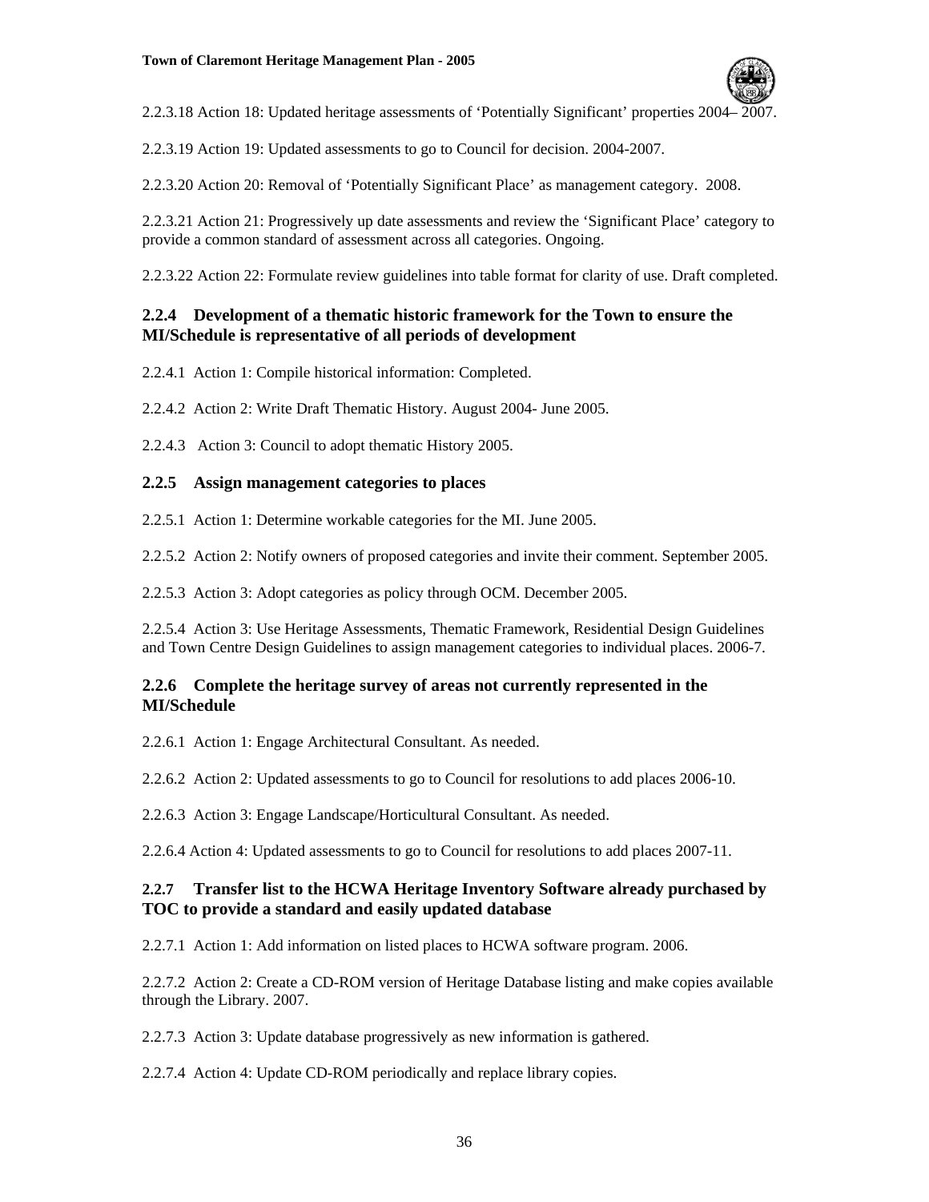2.2.3.18 Action 18: Updated heritage assessments of 'Potentially Significant' properties 2004– 2007.

2.2.3.19 Action 19: Updated assessments to go to Council for decision. 2004-2007.

2.2.3.20 Action 20: Removal of 'Potentially Significant Place' as management category. 2008.

2.2.3.21 Action 21: Progressively up date assessments and review the 'Significant Place' category to provide a common standard of assessment across all categories. Ongoing.

2.2.3.22 Action 22: Formulate review guidelines into table format for clarity of use. Draft completed.

### 2.2.4 Development of a thematic historic framework for the Town to ensure the MI/Schedule is representative of all periods of development

2.2.4.1 Action 1: Compile historical information: Completed.

2.2.4.2 Action 2: Write Draft Thematic History. August 2004- June 2005.

2.2.4.3 Action 3: Council to adopt thematic History 2005.

### 2.2.5 Assign management categories to places

2.2.5.1 Action 1: Determine workable categories for the MI. June 2005.

2.2.5.2 Action 2: Notify owners of proposed categories and invite their comment. September 2005.

2.2.5.3 Action 3: Adopt categories as policy through OCM. December 2005.

2.2.5.4 Action 3: Use Heritage Assessments, Thematic Framework, Residential Design Guidelines and Town Centre Design Guidelines to assign management categories to individual places. 2006-7.

### 2.2.6 Complete the heritage survey of areas not currently represented in the MI/Schedule

2.2.6.1 Action 1: Engage Architectural Consultant. As needed.

2.2.6.2 Action 2: Updated assessments to go to Council for resolutions to add places 2006-10.

2.2.6.3 Action 3: Engage Landscape/Horticultural Consultant. As needed.

2.2.6.4 Action 4: Updated assessments to go to Council for resolutions to add places 2007-11.

### 2.2.7 Transfer list to the HCWA Heritage Inventory Software already purchased by TOC to provide a standard and easily updated database

2.2.7.1 Action 1: Add information on listed places to HCWA software program. 2006.

2.2.7.2 Action 2: Create a CD-ROM version of Heritage Database listing and make copies available through the Library. 2007.

2.2.7.3 Action 3: Update database progressively as new information is gathered.

2.2.7.4 Action 4: Update CD-ROM periodically and replace library copies.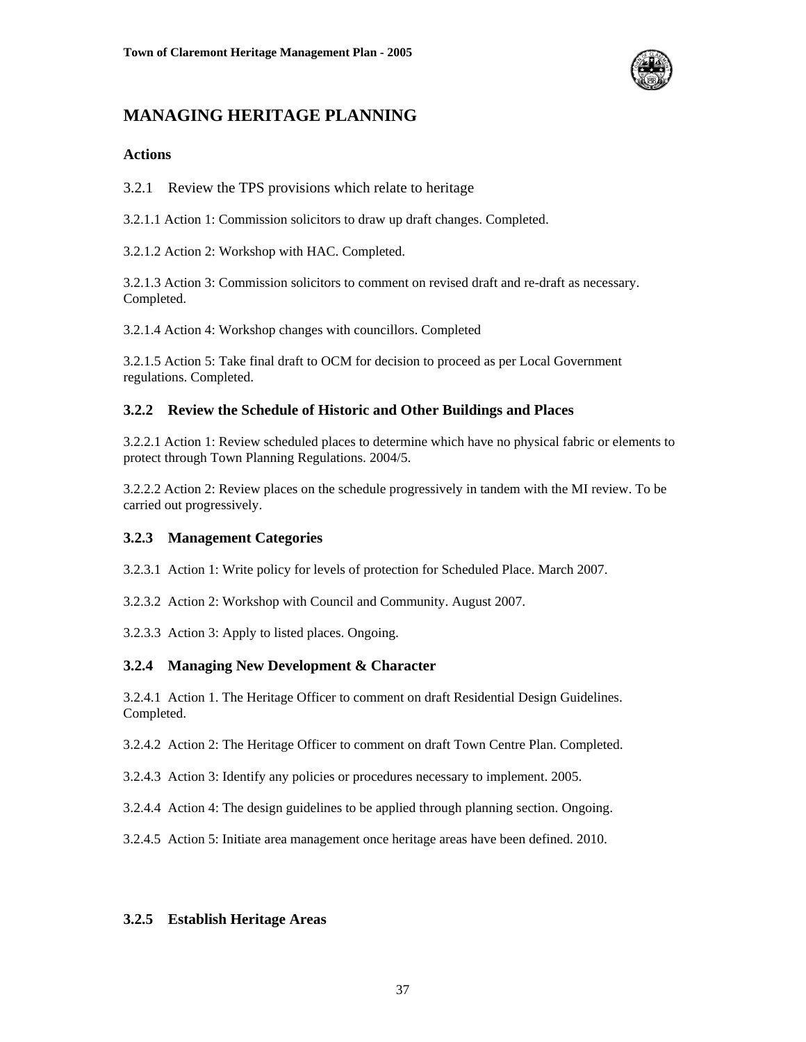## MANAGING HERITAGE PLANNING

### Actions

3.2.1 Review the TPS provisions which relate to heritage

3.2.1.1 Action 1: Commission solicitors to draw up draft changes. Completed.

3.2.1.2 Action 2: Workshop with HAC. Completed.

3.2.1.3 Action 3: Commission solicitors to comment on revised draft and re-draft as necessary. Completed.

3.2.1.4 Action 4: Workshop changes with councillors. Completed

3.2.1.5 Action 5: Take final draft to OCM for decision to proceed as per Local Government regulations. Completed.

### 3.2.2 Review the Schedule of Historic and Other Buildings and Places

3.2.2.1 Action 1: Review scheduled places to determine which have no physical fabric or elements to protect through Town Planning Regulations. 2004/5.

3.2.2.2 Action 2: Review places on the schedule progressively in tandem with the MI review. To be carried out progressively.

### 3.2.3 Management Categories

3.2.3.1 Action 1: Write policy for levels of protection for Scheduled Place. March 2007.

3.2.3.2 Action 2: Workshop with Council and Community. August 2007.

3.2.3.3 Action 3: Apply to listed places. Ongoing.

### 3.2.4 Managing New Development & Character

3.2.4.1 Action 1. The Heritage Officer to comment on draft Residential Design Guidelines. Completed.

3.2.4.2 Action 2: The Heritage Officer to comment on draft Town Centre Plan. Completed.

3.2.4.3 Action 3: Identify any policies or procedures necessary to implement. 2005.

3.2.4.4 Action 4: The design guidelines to be applied through planning section. Ongoing.

3.2.4.5 Action 5: Initiate area management once heritage areas have been defined. 2010.

### 3.2.5 Establish Heritage Areas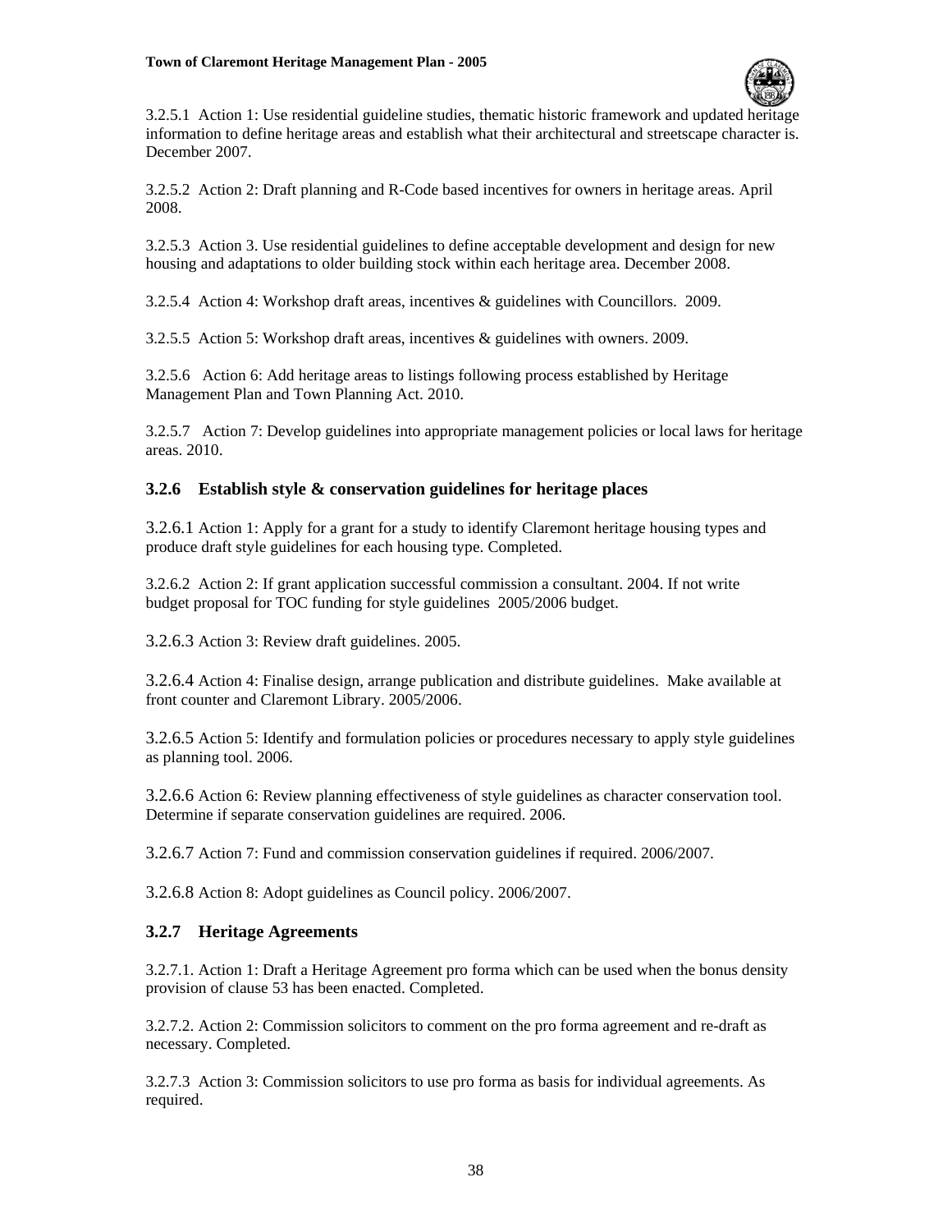3.2.5.1 Action 1: Use residential guideline studies, thematic historic framework and updated heritage information to define heritage areas and establish what their architectural and streetscape character is. December 2007.

3.2.5.2 Action 2: Draft planning and R-Code based incentives for owners in heritage areas. April 2008.

3.2.5.3 Action 3. Use residential guidelines to define acceptable development and design for new housing and adaptations to older building stock within each heritage area. December 2008.

3.2.5.4 Action 4: Workshop draft areas, incentives & guidelines with Councillors. 2009.

3.2.5.5 Action 5: Workshop draft areas, incentives & guidelines with owners. 2009.

3.2.5.6 Action 6: Add heritage areas to listings following process established by Heritage Management Plan and Town Planning Act. 2010.

3.2.5.7 Action 7: Develop guidelines into appropriate management policies or local laws for heritage areas. 2010.

### 3.2.6 Establish style & conservation guidelines for heritage places

3.2.6.1 Action 1: Apply for a grant for a study to identify Claremont heritage housing types and produce draft style guidelines for each housing type. Completed.

3.2.6.2 Action 2: If grant application successful commission a consultant. 2004. If not write budget proposal for TOC funding for style guidelines 2005/2006 budget.

3.2.6.3 Action 3: Review draft guidelines. 2005.

3.2.6.4 Action 4: Finalise design, arrange publication and distribute guidelines. Make available at front counter and Claremont Library. 2005/2006.

3.2.6.5 Action 5: Identify and formulation policies or procedures necessary to apply style guidelines as planning tool. 2006.

3.2.6.6 Action 6: Review planning effectiveness of style guidelines as character conservation tool. Determine if separate conservation guidelines are required. 2006.

3.2.6.7 Action 7: Fund and commission conservation guidelines if required. 2006/2007.

3.2.6.8 Action 8: Adopt guidelines as Council policy. 2006/2007.

### 3.2.7 Heritage Agreements

3.2.7.1. Action 1: Draft a Heritage Agreement pro forma which can be used when the bonus density provision of clause 53 has been enacted. Completed.

3.2.7.2. Action 2: Commission solicitors to comment on the pro forma agreement and re-draft as necessary. Completed.

3.2.7.3 Action 3: Commission solicitors to use pro forma as basis for individual agreements. As required.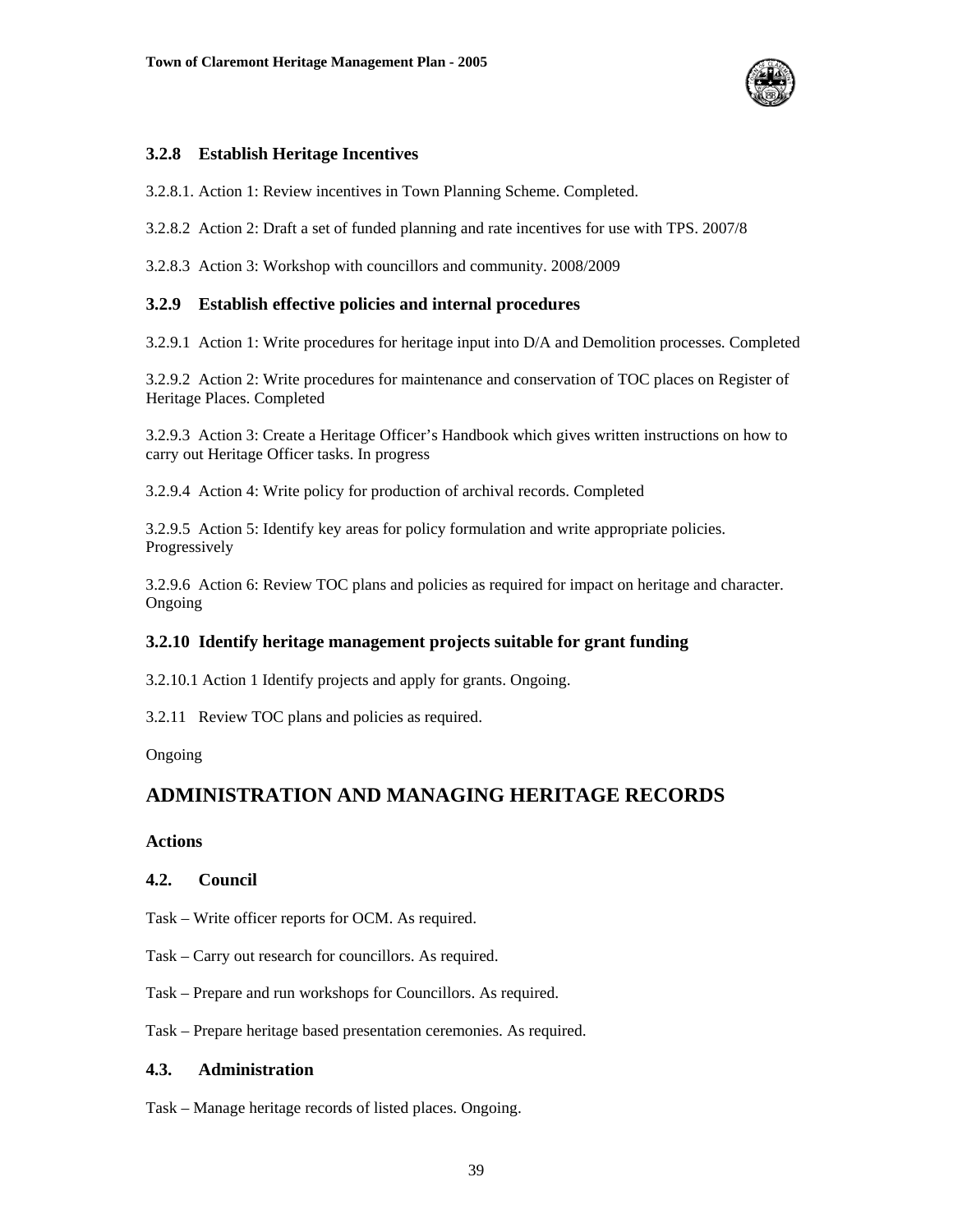### 3.2.8 Establish Heritage Incentives

3.2.8.1. Action 1: Review incentives in Town Planning Scheme. Completed.

3.2.8.2 Action 2: Draft a set of funded planning and rate incentives for use with TPS. 2007/8

3.2.8.3 Action 3: Workshop with councillors and community. 2008/2009

### 3.2.9 Establish effective policies and internal procedures

3.2.9.1 Action 1: Write procedures for heritage input into D/A and Demolition processes. Completed

3.2.9.2 Action 2: Write procedures for maintenance and conservation of TOC places on Register of Heritage Places. Completed

3.2.9.3 Action 3: Create a Heritage Officer's Handbook which gives written instructions on how to carry out Heritage Officer tasks. In progress

3.2.9.4 Action 4: Write policy for production of archival records. Completed

3.2.9.5 Action 5: Identify key areas for policy formulation and write appropriate policies. Progressively

3.2.9.6 Action 6: Review TOC plans and policies as required for impact on heritage and character. Ongoing

### 3.2.10 Identify heritage management projects suitable for grant funding

3.2.10.1 Action 1 Identify projects and apply for grants. Ongoing.

3.2.11 Review TOC plans and policies as required.

Ongoing

## ADMINISTRATION AND MANAGING HERITAGE RECORDS

**Actions**

### 4.2. Council

Task – Write officer reports for OCM. As required.

Task – Carry out research for councillors. As required.

Task – Prepare and run workshops for Councillors. As required.

Task – Prepare heritage based presentation ceremonies. As required.

### 4.3. Administration

Task – Manage heritage records of listed places. Ongoing.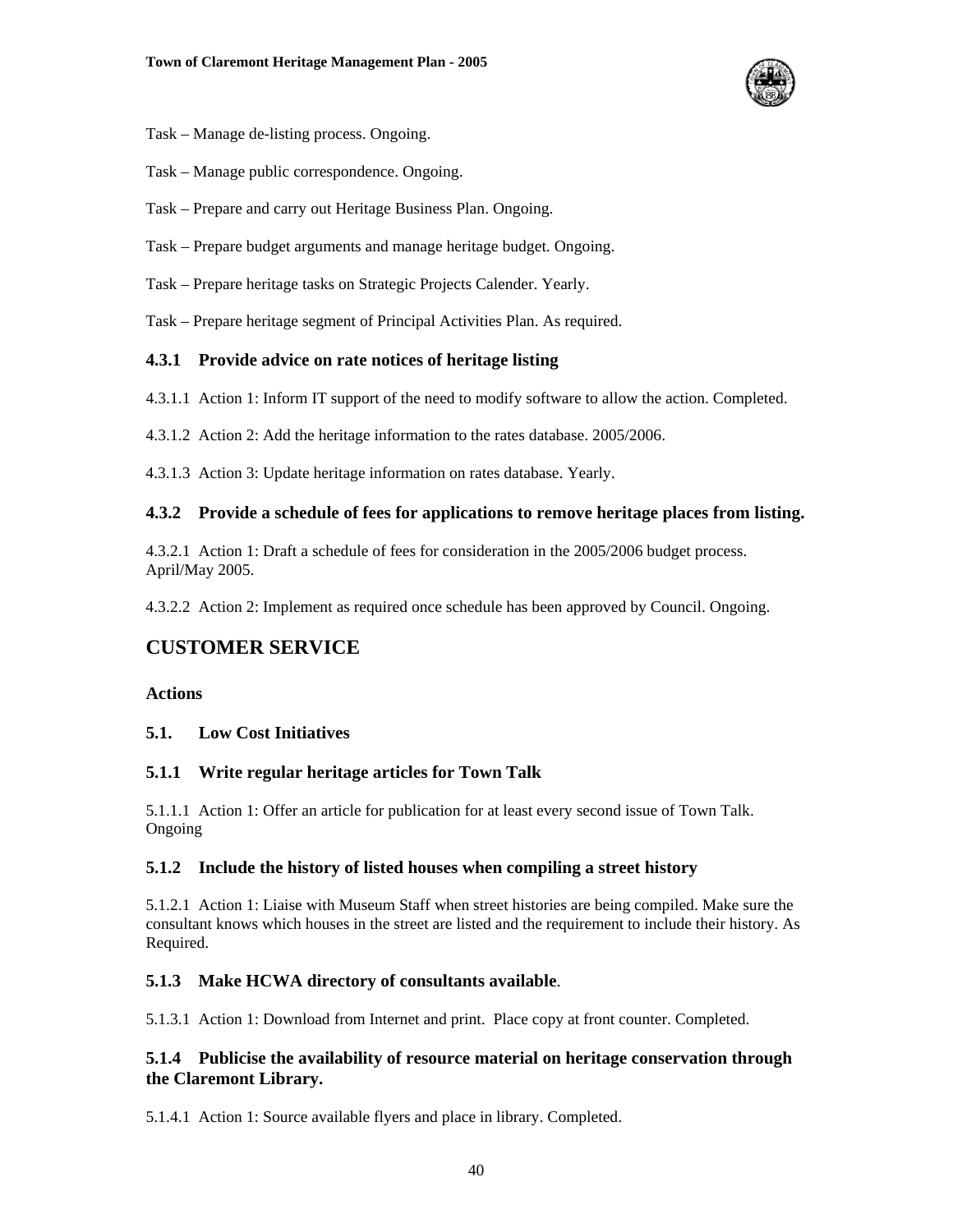Task – Manage de-listing process. Ongoing.

Task – Manage public correspondence. Ongoing.

Task – Prepare and carry out Heritage Business Plan. Ongoing.

Task – Prepare budget arguments and manage heritage budget. Ongoing.

Task – Prepare heritage tasks on Strategic Projects Calender. Yearly.

Task – Prepare heritage segment of Principal Activities Plan. As required.

### 4.3.1 Provide advice on rate notices of heritage listing

4.3.1.1 Action 1: Inform IT support of the need to modify software to allow the action. Completed.

4.3.1.2 Action 2: Add the heritage information to the rates database. 2005/2006.

4.3.1.3 Action 3: Update heritage information on rates database. Yearly.

### 4.3.2 Provide a schedule of fees for applications to remove heritage places from listing.

4.3.2.1 Action 1: Draft a schedule of fees for consideration in the 2005/2006 budget process. April/May 2005.

4.3.2.2 Action 2: Implement as required once schedule has been approved by Council. Ongoing.

## CUSTOMER SERVICE

**Actions**

### 5.1. Low Cost Initiatives

### 5.1.1 Write regular heritage articles for Town Talk

5.1.1.1 Action 1: Offer an article for publication for at least every second issue of Town Talk. Ongoing

### 5.1.2 Include the history of listed houses when compiling a street history

5.1.2.1 Action 1: Liaise with Museum Staff when street histories are being compiled. Make sure the consultant knows which houses in the street are listed and the requirement to include their history. As Required.

### 5.1.3 Make HCWA directory of consultants available.

5.1.3.1 Action 1: Download from Internet and print. Place copy at front counter. Completed.

### 5.1.4 Publicise the availability of resource material on heritage conservation through the Claremont Library.

5.1.4.1 Action 1: Source available flyers and place in library. Completed.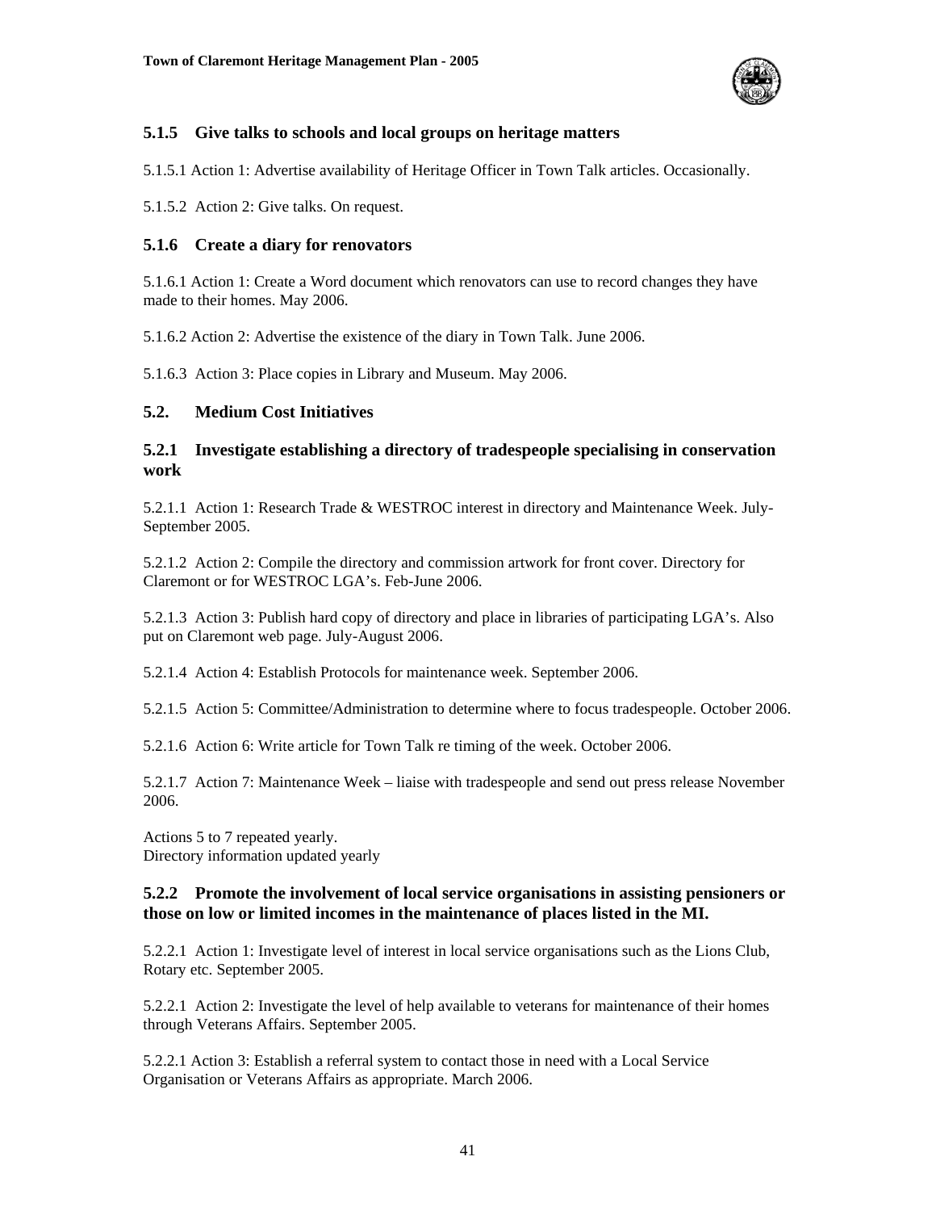### 5.1.5 Give talks to schools and local groups on heritage matters

5.1.5.1 Action 1: Advertise availability of Heritage Officer in Town Talk articles. Occasionally.

5.1.5.2 Action 2: Give talks. On request.

### 5.1.6 Create a diary for renovators

5.1.6.1 Action 1: Create a Word document which renovators can use to record changes they have made to their homes. May 2006.

5.1.6.2 Action 2: Advertise the existence of the diary in Town Talk. June 2006.

5.1.6.3 Action 3: Place copies in Library and Museum. May 2006.

## 5.2. Medium Cost Initiatives

### 5.2.1 Investigate establishing a directory of tradespeople specialising in conservation work

5.2.1.1 Action 1: Research Trade & WESTROC interest in directory and Maintenance Week. July-September 2005.

5.2.1.2 Action 2: Compile the directory and commission artwork for front cover. Directory for Claremont or for WESTROC LGA's. Feb-June 2006.

5.2.1.3 Action 3: Publish hard copy of directory and place in libraries of participating LGA's. Also put on Claremont web page. July-August 2006.

5.2.1.4 Action 4: Establish Protocols for maintenance week. September 2006.

5.2.1.5 Action 5: Committee/Administration to determine where to focus tradespeople. October 2006.

5.2.1.6 Action 6: Write article for Town Talk re timing of the week. October 2006.

5.2.1.7 Action 7: Maintenance Week – liaise with tradespeople and send out press release November 2006.

Actions 5 to 7 repeated yearly.
Directory information updated yearly

### 5.2.2 Promote the involvement of local service organisations in assisting pensioners or those on low or limited incomes in the maintenance of places listed in the MI.

5.2.2.1 Action 1: Investigate level of interest in local service organisations such as the Lions Club, Rotary etc. September 2005.

5.2.2.1 Action 2: Investigate the level of help available to veterans for maintenance of their homes through Veterans Affairs. September 2005.

5.2.2.1 Action 3: Establish a referral system to contact those in need with a Local Service Organisation or Veterans Affairs as appropriate. March 2006.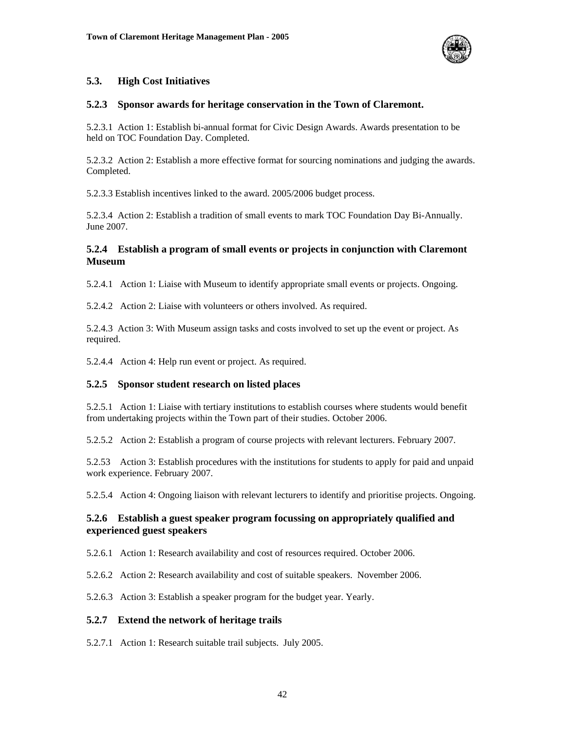## 5.3. High Cost Initiatives

### 5.2.3 Sponsor awards for heritage conservation in the Town of Claremont.

5.2.3.1 Action 1: Establish bi-annual format for Civic Design Awards. Awards presentation to be held on TOC Foundation Day. Completed.

5.2.3.2 Action 2: Establish a more effective format for sourcing nominations and judging the awards. Completed.

5.2.3.3 Establish incentives linked to the award. 2005/2006 budget process.

5.2.3.4 Action 2: Establish a tradition of small events to mark TOC Foundation Day Bi-Annually. June 2007.

### 5.2.4 Establish a program of small events or projects in conjunction with Claremont Museum

5.2.4.1 Action 1: Liaise with Museum to identify appropriate small events or projects. Ongoing.

5.2.4.2 Action 2: Liaise with volunteers or others involved. As required.

5.2.4.3 Action 3: With Museum assign tasks and costs involved to set up the event or project. As required.

5.2.4.4 Action 4: Help run event or project. As required.

### 5.2.5 Sponsor student research on listed places

5.2.5.1 Action 1: Liaise with tertiary institutions to establish courses where students would benefit from undertaking projects within the Town part of their studies. October 2006.

5.2.5.2 Action 2: Establish a program of course projects with relevant lecturers. February 2007.

5.2.53 Action 3: Establish procedures with the institutions for students to apply for paid and unpaid work experience. February 2007.

5.2.5.4 Action 4: Ongoing liaison with relevant lecturers to identify and prioritise projects. Ongoing.

### 5.2.6 Establish a guest speaker program focussing on appropriately qualified and experienced guest speakers

5.2.6.1 Action 1: Research availability and cost of resources required. October 2006.

5.2.6.2 Action 2: Research availability and cost of suitable speakers. November 2006.

5.2.6.3 Action 3: Establish a speaker program for the budget year. Yearly.

### 5.2.7 Extend the network of heritage trails

5.2.7.1 Action 1: Research suitable trail subjects. July 2005.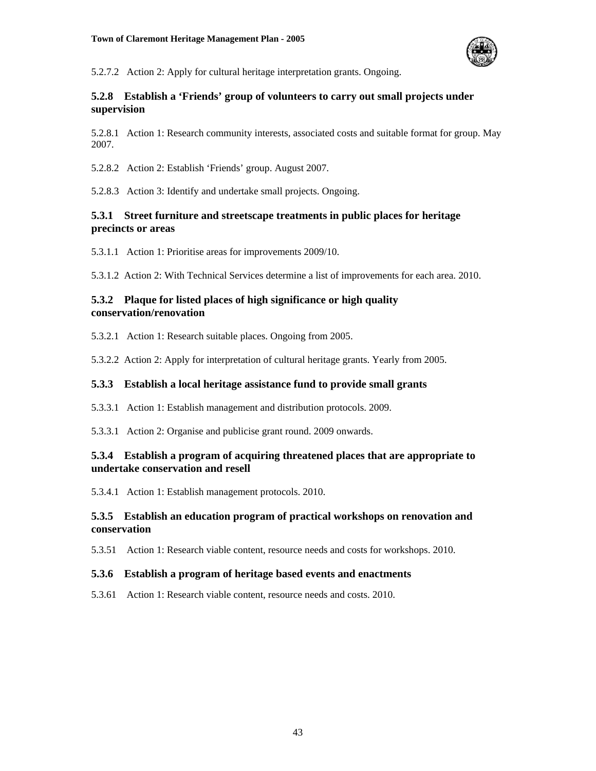5.2.7.2 Action 2: Apply for cultural heritage interpretation grants. Ongoing.

### 5.2.8 Establish a 'Friends' group of volunteers to carry out small projects under supervision

5.2.8.1 Action 1: Research community interests, associated costs and suitable format for group. May 2007.

5.2.8.2 Action 2: Establish 'Friends' group. August 2007.

5.2.8.3 Action 3: Identify and undertake small projects. Ongoing.

### 5.3.1 Street furniture and streetscape treatments in public places for heritage precincts or areas

5.3.1.1 Action 1: Prioritise areas for improvements 2009/10.

5.3.1.2 Action 2: With Technical Services determine a list of improvements for each area. 2010.

### 5.3.2 Plaque for listed places of high significance or high quality conservation/renovation

5.3.2.1 Action 1: Research suitable places. Ongoing from 2005.

5.3.2.2 Action 2: Apply for interpretation of cultural heritage grants. Yearly from 2005.

### 5.3.3 Establish a local heritage assistance fund to provide small grants

5.3.3.1 Action 1: Establish management and distribution protocols. 2009.

5.3.3.1 Action 2: Organise and publicise grant round. 2009 onwards.

### 5.3.4 Establish a program of acquiring threatened places that are appropriate to undertake conservation and resell

5.3.4.1 Action 1: Establish management protocols. 2010.

### 5.3.5 Establish an education program of practical workshops on renovation and conservation

5.3.51 Action 1: Research viable content, resource needs and costs for workshops. 2010.

### 5.3.6 Establish a program of heritage based events and enactments

5.3.61 Action 1: Research viable content, resource needs and costs. 2010.